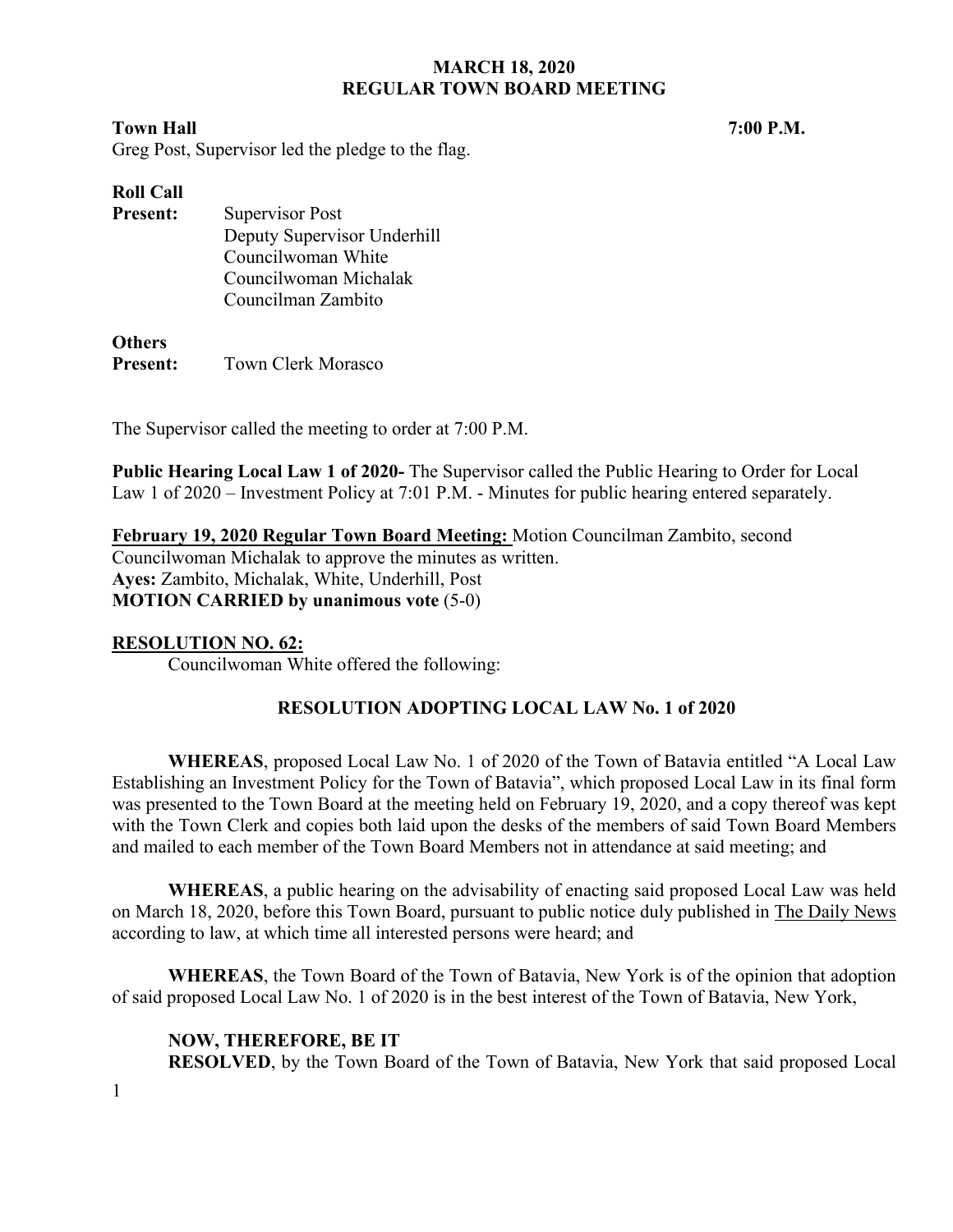**MARCH 18, 2020**
**REGULAR TOWN BOARD MEETING**

**Town Hall** **7:00 P.M.**

Greg Post, Supervisor led the pledge to the flag.

**Roll Call**

**Present:** Supervisor Post
Deputy Supervisor Underhill
Councilwoman White
Councilwoman Michalak
Councilman Zambito

**Others**
**Present:** Town Clerk Morasco

The Supervisor called the meeting to order at 7:00 P.M.

**Public Hearing Local Law 1 of 2020-** The Supervisor called the Public Hearing to Order for Local Law 1 of 2020 – Investment Policy at 7:01 P.M. - Minutes for public hearing entered separately.

**February 19, 2020 Regular Town Board Meeting:** Motion Councilman Zambito, second Councilwoman Michalak to approve the minutes as written.
**Ayes:** Zambito, Michalak, White, Underhill, Post
**MOTION CARRIED by unanimous vote** (5-0)

**RESOLUTION NO. 62:**

Councilwoman White offered the following:

**RESOLUTION ADOPTING LOCAL LAW No. 1 of 2020**

**WHEREAS**, proposed Local Law No. 1 of 2020 of the Town of Batavia entitled "A Local Law Establishing an Investment Policy for the Town of Batavia", which proposed Local Law in its final form was presented to the Town Board at the meeting held on February 19, 2020, and a copy thereof was kept with the Town Clerk and copies both laid upon the desks of the members of said Town Board Members and mailed to each member of the Town Board Members not in attendance at said meeting; and

**WHEREAS**, a public hearing on the advisability of enacting said proposed Local Law was held on March 18, 2020, before this Town Board, pursuant to public notice duly published in The Daily News according to law, at which time all interested persons were heard; and

**WHEREAS**, the Town Board of the Town of Batavia, New York is of the opinion that adoption of said proposed Local Law No. 1 of 2020 is in the best interest of the Town of Batavia, New York,

**NOW, THEREFORE, BE IT**
**RESOLVED**, by the Town Board of the Town of Batavia, New York that said proposed Local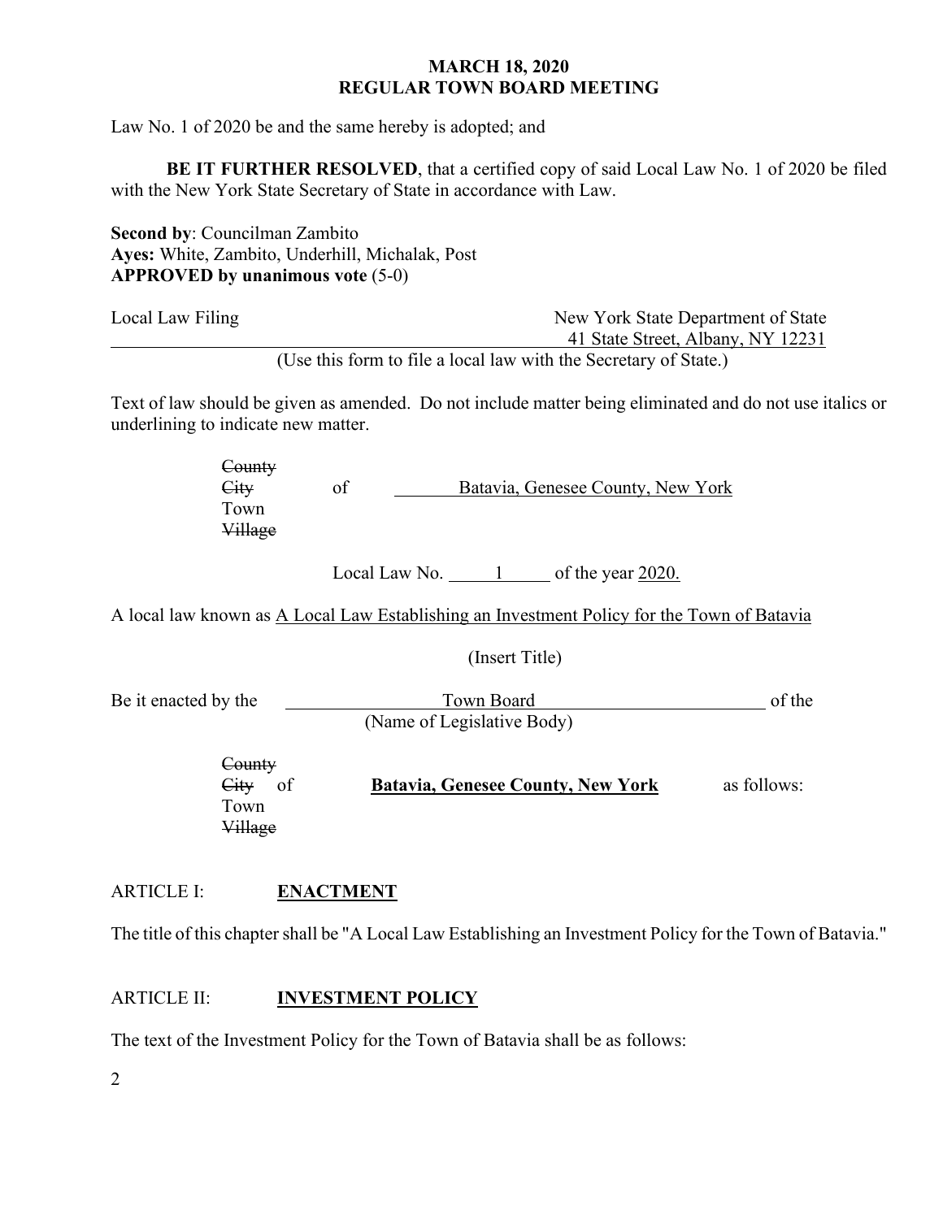Law No. 1 of 2020 be and the same hereby is adopted; and

**BE IT FURTHER RESOLVED**, that a certified copy of said Local Law No. 1 of 2020 be filed with the New York State Secretary of State in accordance with Law.

**Second by**: Councilman Zambito
**Ayes:** White, Zambito, Underhill, Michalak, Post
**APPROVED by unanimous vote** (5-0)

Local Law Filing — New York State Department of State, 41 State Street, Albany, NY 12231

(Use this form to file a local law with the Secretary of State.)

Text of law should be given as amended. Do not include matter being eliminated and do not use italics or underlining to indicate new matter.

~~County~~
~~City~~ of Batavia, Genesee County, New York
Town
~~Village~~

Local Law No. 1 of the year 2020.

A local law known as A Local Law Establishing an Investment Policy for the Town of Batavia

(Insert Title)

Be it enacted by the Town Board of the
(Name of Legislative Body)

~~County~~
~~City~~ of **Batavia, Genesee County, New York** as follows:
Town
~~Village~~

ARTICLE I: **ENACTMENT**

The title of this chapter shall be "A Local Law Establishing an Investment Policy for the Town of Batavia."

ARTICLE II: **INVESTMENT POLICY**

The text of the Investment Policy for the Town of Batavia shall be as follows: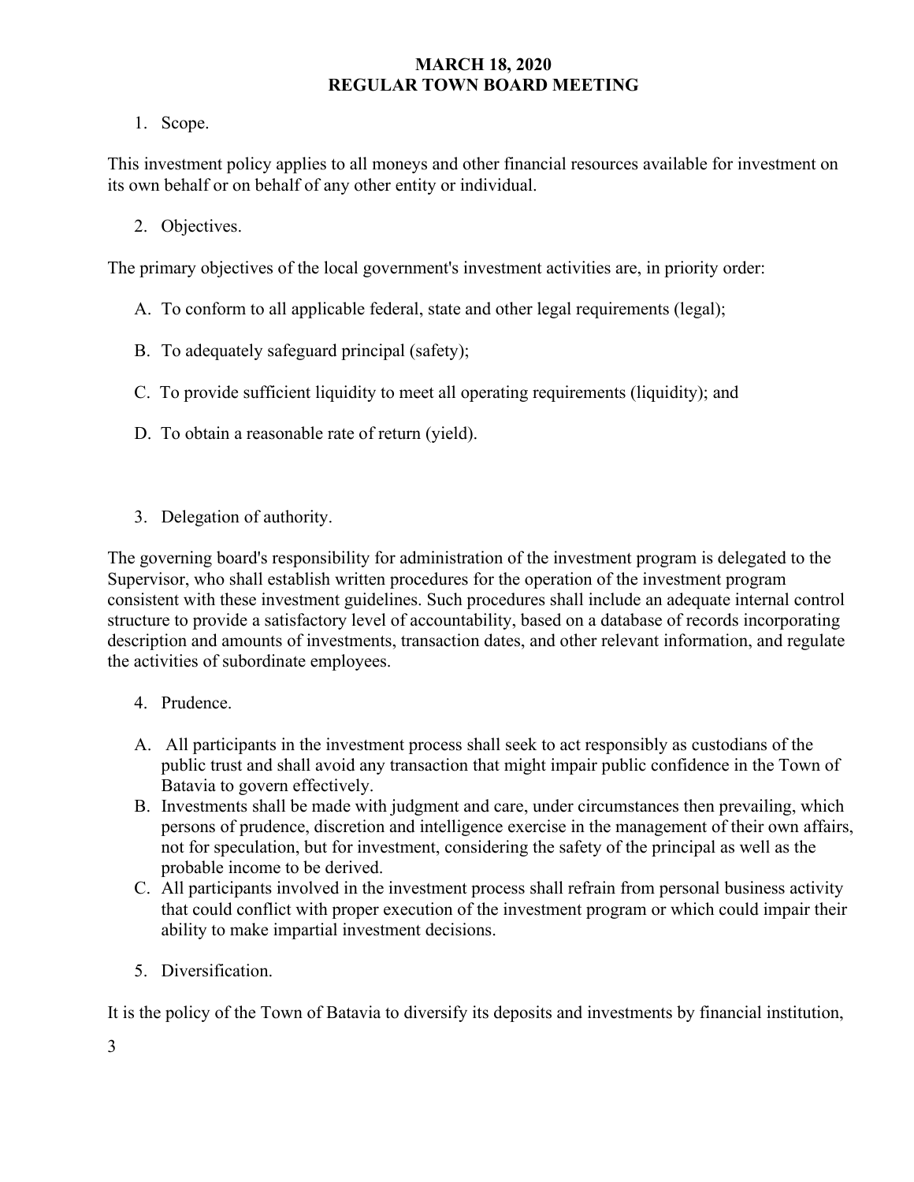1. Scope.

This investment policy applies to all moneys and other financial resources available for investment on its own behalf or on behalf of any other entity or individual.

2. Objectives.

The primary objectives of the local government's investment activities are, in priority order:

A. To conform to all applicable federal, state and other legal requirements (legal);

B. To adequately safeguard principal (safety);

C. To provide sufficient liquidity to meet all operating requirements (liquidity); and

D. To obtain a reasonable rate of return (yield).

3. Delegation of authority.

The governing board's responsibility for administration of the investment program is delegated to the Supervisor, who shall establish written procedures for the operation of the investment program consistent with these investment guidelines. Such procedures shall include an adequate internal control structure to provide a satisfactory level of accountability, based on a database of records incorporating description and amounts of investments, transaction dates, and other relevant information, and regulate the activities of subordinate employees.

4. Prudence.

A. All participants in the investment process shall seek to act responsibly as custodians of the public trust and shall avoid any transaction that might impair public confidence in the Town of Batavia to govern effectively.
B. Investments shall be made with judgment and care, under circumstances then prevailing, which persons of prudence, discretion and intelligence exercise in the management of their own affairs, not for speculation, but for investment, considering the safety of the principal as well as the probable income to be derived.
C. All participants involved in the investment process shall refrain from personal business activity that could conflict with proper execution of the investment program or which could impair their ability to make impartial investment decisions.

5. Diversification.

It is the policy of the Town of Batavia to diversify its deposits and investments by financial institution,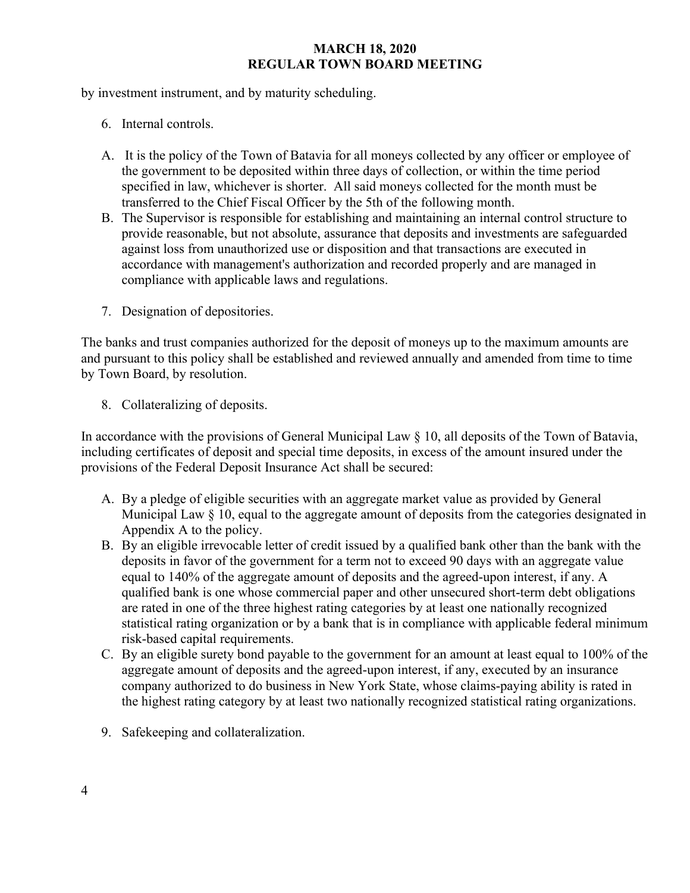by investment instrument, and by maturity scheduling.

6. Internal controls.

A. It is the policy of the Town of Batavia for all moneys collected by any officer or employee of the government to be deposited within three days of collection, or within the time period specified in law, whichever is shorter. All said moneys collected for the month must be transferred to the Chief Fiscal Officer by the 5th of the following month.
B. The Supervisor is responsible for establishing and maintaining an internal control structure to provide reasonable, but not absolute, assurance that deposits and investments are safeguarded against loss from unauthorized use or disposition and that transactions are executed in accordance with management's authorization and recorded properly and are managed in compliance with applicable laws and regulations.

7. Designation of depositories.

The banks and trust companies authorized for the deposit of moneys up to the maximum amounts are and pursuant to this policy shall be established and reviewed annually and amended from time to time by Town Board, by resolution.

8. Collateralizing of deposits.

In accordance with the provisions of General Municipal Law § 10, all deposits of the Town of Batavia, including certificates of deposit and special time deposits, in excess of the amount insured under the provisions of the Federal Deposit Insurance Act shall be secured:

A. By a pledge of eligible securities with an aggregate market value as provided by General Municipal Law § 10, equal to the aggregate amount of deposits from the categories designated in Appendix A to the policy.
B. By an eligible irrevocable letter of credit issued by a qualified bank other than the bank with the deposits in favor of the government for a term not to exceed 90 days with an aggregate value equal to 140% of the aggregate amount of deposits and the agreed-upon interest, if any. A qualified bank is one whose commercial paper and other unsecured short-term debt obligations are rated in one of the three highest rating categories by at least one nationally recognized statistical rating organization or by a bank that is in compliance with applicable federal minimum risk-based capital requirements.
C. By an eligible surety bond payable to the government for an amount at least equal to 100% of the aggregate amount of deposits and the agreed-upon interest, if any, executed by an insurance company authorized to do business in New York State, whose claims-paying ability is rated in the highest rating category by at least two nationally recognized statistical rating organizations.

9. Safekeeping and collateralization.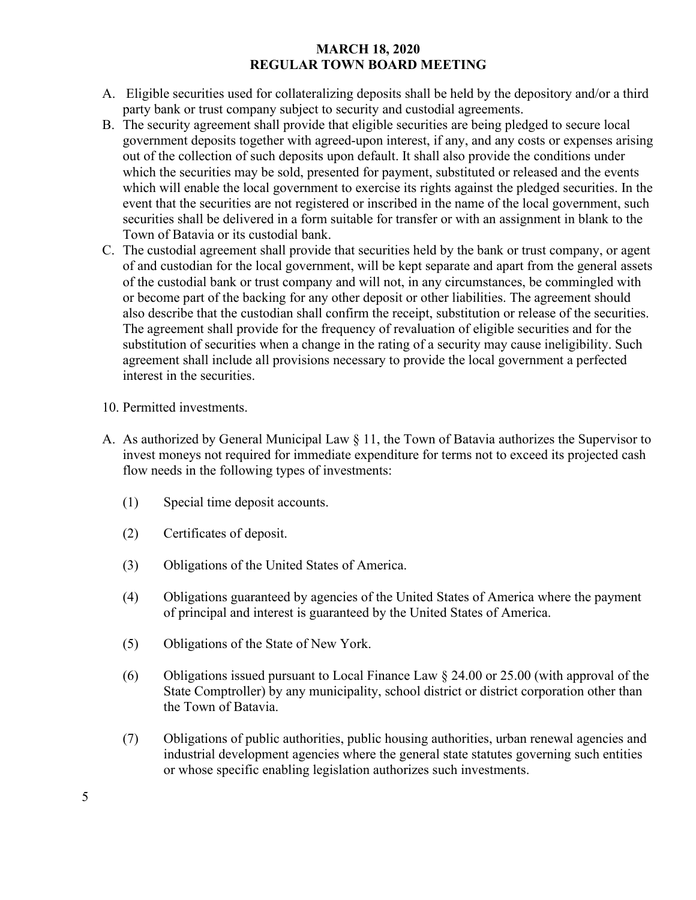A. Eligible securities used for collateralizing deposits shall be held by the depository and/or a third party bank or trust company subject to security and custodial agreements.

B. The security agreement shall provide that eligible securities are being pledged to secure local government deposits together with agreed-upon interest, if any, and any costs or expenses arising out of the collection of such deposits upon default. It shall also provide the conditions under which the securities may be sold, presented for payment, substituted or released and the events which will enable the local government to exercise its rights against the pledged securities. In the event that the securities are not registered or inscribed in the name of the local government, such securities shall be delivered in a form suitable for transfer or with an assignment in blank to the Town of Batavia or its custodial bank.

C. The custodial agreement shall provide that securities held by the bank or trust company, or agent of and custodian for the local government, will be kept separate and apart from the general assets of the custodial bank or trust company and will not, in any circumstances, be commingled with or become part of the backing for any other deposit or other liabilities. The agreement should also describe that the custodian shall confirm the receipt, substitution or release of the securities. The agreement shall provide for the frequency of revaluation of eligible securities and for the substitution of securities when a change in the rating of a security may cause ineligibility. Such agreement shall include all provisions necessary to provide the local government a perfected interest in the securities.

10. Permitted investments.

A. As authorized by General Municipal Law § 11, the Town of Batavia authorizes the Supervisor to invest moneys not required for immediate expenditure for terms not to exceed its projected cash flow needs in the following types of investments:

   (1) Special time deposit accounts.

   (2) Certificates of deposit.

   (3) Obligations of the United States of America.

   (4) Obligations guaranteed by agencies of the United States of America where the payment of principal and interest is guaranteed by the United States of America.

   (5) Obligations of the State of New York.

   (6) Obligations issued pursuant to Local Finance Law § 24.00 or 25.00 (with approval of the State Comptroller) by any municipality, school district or district corporation other than the Town of Batavia.

   (7) Obligations of public authorities, public housing authorities, urban renewal agencies and industrial development agencies where the general state statutes governing such entities or whose specific enabling legislation authorizes such investments.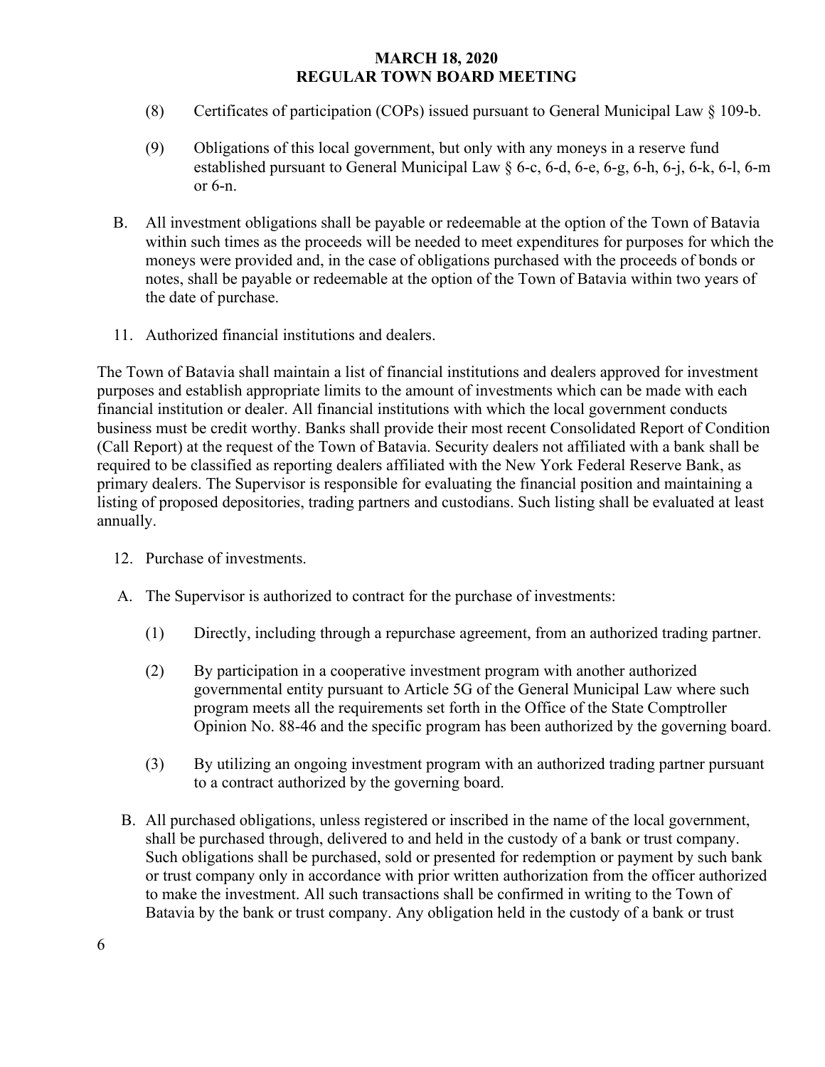(8) Certificates of participation (COPs) issued pursuant to General Municipal Law § 109-b.

(9) Obligations of this local government, but only with any moneys in a reserve fund established pursuant to General Municipal Law § 6-c, 6-d, 6-e, 6-g, 6-h, 6-j, 6-k, 6-l, 6-m or 6-n.

B. All investment obligations shall be payable or redeemable at the option of the Town of Batavia within such times as the proceeds will be needed to meet expenditures for purposes for which the moneys were provided and, in the case of obligations purchased with the proceeds of bonds or notes, shall be payable or redeemable at the option of the Town of Batavia within two years of the date of purchase.

11. Authorized financial institutions and dealers.

The Town of Batavia shall maintain a list of financial institutions and dealers approved for investment purposes and establish appropriate limits to the amount of investments which can be made with each financial institution or dealer. All financial institutions with which the local government conducts business must be credit worthy. Banks shall provide their most recent Consolidated Report of Condition (Call Report) at the request of the Town of Batavia. Security dealers not affiliated with a bank shall be required to be classified as reporting dealers affiliated with the New York Federal Reserve Bank, as primary dealers. The Supervisor is responsible for evaluating the financial position and maintaining a listing of proposed depositories, trading partners and custodians. Such listing shall be evaluated at least annually.

12. Purchase of investments.

A. The Supervisor is authorized to contract for the purchase of investments:

(1) Directly, including through a repurchase agreement, from an authorized trading partner.

(2) By participation in a cooperative investment program with another authorized governmental entity pursuant to Article 5G of the General Municipal Law where such program meets all the requirements set forth in the Office of the State Comptroller Opinion No. 88-46 and the specific program has been authorized by the governing board.

(3) By utilizing an ongoing investment program with an authorized trading partner pursuant to a contract authorized by the governing board.

B. All purchased obligations, unless registered or inscribed in the name of the local government, shall be purchased through, delivered to and held in the custody of a bank or trust company. Such obligations shall be purchased, sold or presented for redemption or payment by such bank or trust company only in accordance with prior written authorization from the officer authorized to make the investment. All such transactions shall be confirmed in writing to the Town of Batavia by the bank or trust company. Any obligation held in the custody of a bank or trust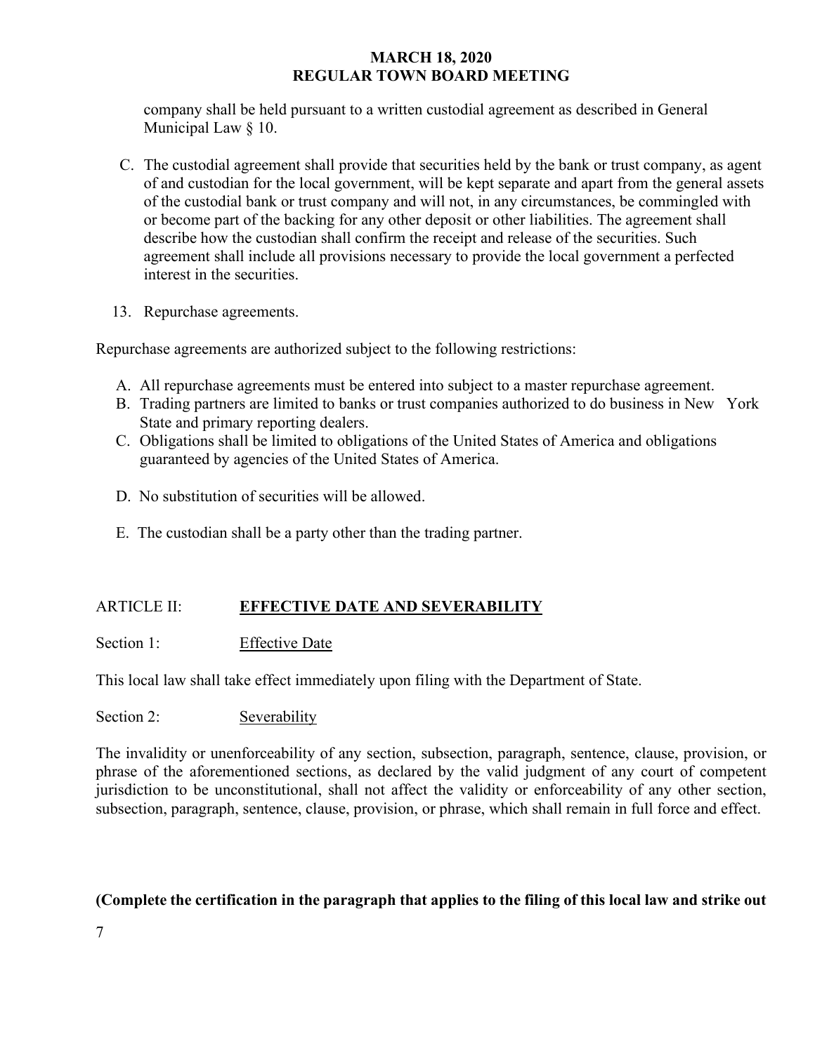company shall be held pursuant to a written custodial agreement as described in General Municipal Law § 10.

C. The custodial agreement shall provide that securities held by the bank or trust company, as agent of and custodian for the local government, will be kept separate and apart from the general assets of the custodial bank or trust company and will not, in any circumstances, be commingled with or become part of the backing for any other deposit or other liabilities. The agreement shall describe how the custodian shall confirm the receipt and release of the securities. Such agreement shall include all provisions necessary to provide the local government a perfected interest in the securities.

13. Repurchase agreements.

Repurchase agreements are authorized subject to the following restrictions:

A. All repurchase agreements must be entered into subject to a master repurchase agreement.
B. Trading partners are limited to banks or trust companies authorized to do business in New York State and primary reporting dealers.
C. Obligations shall be limited to obligations of the United States of America and obligations guaranteed by agencies of the United States of America.
D. No substitution of securities will be allowed.
E. The custodian shall be a party other than the trading partner.

ARTICLE II: **EFFECTIVE DATE AND SEVERABILITY**

Section 1: Effective Date

This local law shall take effect immediately upon filing with the Department of State.

Section 2: Severability

The invalidity or unenforceability of any section, subsection, paragraph, sentence, clause, provision, or phrase of the aforementioned sections, as declared by the valid judgment of any court of competent jurisdiction to be unconstitutional, shall not affect the validity or enforceability of any other section, subsection, paragraph, sentence, clause, provision, or phrase, which shall remain in full force and effect.

**(Complete the certification in the paragraph that applies to the filing of this local law and strike out**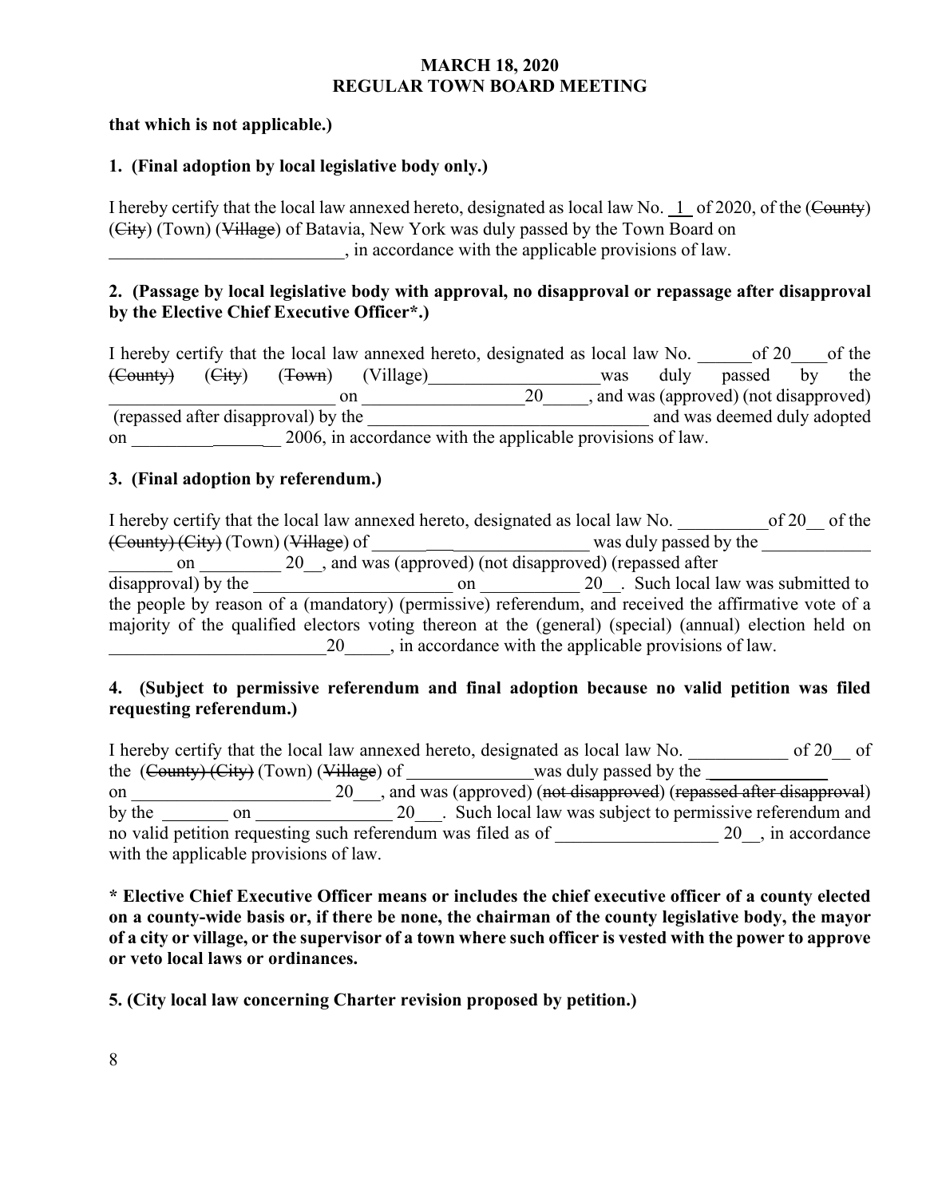**that which is not applicable.)**

**1. (Final adoption by local legislative body only.)**

I hereby certify that the local law annexed hereto, designated as local law No. 1 of 2020, of the ~~(County)~~ ~~(City)~~ (Town) ~~(Village)~~ of Batavia, New York was duly passed by the Town Board on __________________________, in accordance with the applicable provisions of law.

**2. (Passage by local legislative body with approval, no disapproval or repassage after disapproval by the Elective Chief Executive Officer*.)**

I hereby certify that the local law annexed hereto, designated as local law No. ______of 20____of the ~~(County)~~ ~~(City)~~ ~~(Town)~~ (Village)___________________was duly passed by the _________________________ on __________________20_____, and was (approved) (not disapproved) (repassed after disapproval) by the ________________________________ and was deemed duly adopted on ________________ 2006, in accordance with the applicable provisions of law.

**3. (Final adoption by referendum.)**

I hereby certify that the local law annexed hereto, designated as local law No. __________of 20__ of the ~~(County) (City)~~ (Town) ~~(Village)~~ of _______________________ was duly passed by the _____________ _______ on _________ 20__, and was (approved) (not disapproved) (repassed after disapproval) by the ______________________ on ___________ 20__. Such local law was submitted to the people by reason of a (mandatory) (permissive) referendum, and received the affirmative vote of a majority of the qualified electors voting thereon at the (general) (special) (annual) election held on ________________________20_____, in accordance with the applicable provisions of law.

**4. (Subject to permissive referendum and final adoption because no valid petition was filed requesting referendum.)**

I hereby certify that the local law annexed hereto, designated as local law No. ___________ of 20__ of the ~~(County) (City)~~ (Town) ~~(Village)~~ of ______________was duly passed by the ______________ on ______________________ 20___, and was (approved) ~~(not disapproved)~~ ~~(repassed after disapproval)~~ by the ________ on _______________ 20___. Such local law was subject to permissive referendum and no valid petition requesting such referendum was filed as of __________________ 20__, in accordance with the applicable provisions of law.

**\* Elective Chief Executive Officer means or includes the chief executive officer of a county elected on a county-wide basis or, if there be none, the chairman of the county legislative body, the mayor of a city or village, or the supervisor of a town where such officer is vested with the power to approve or veto local laws or ordinances.**

**5. (City local law concerning Charter revision proposed by petition.)**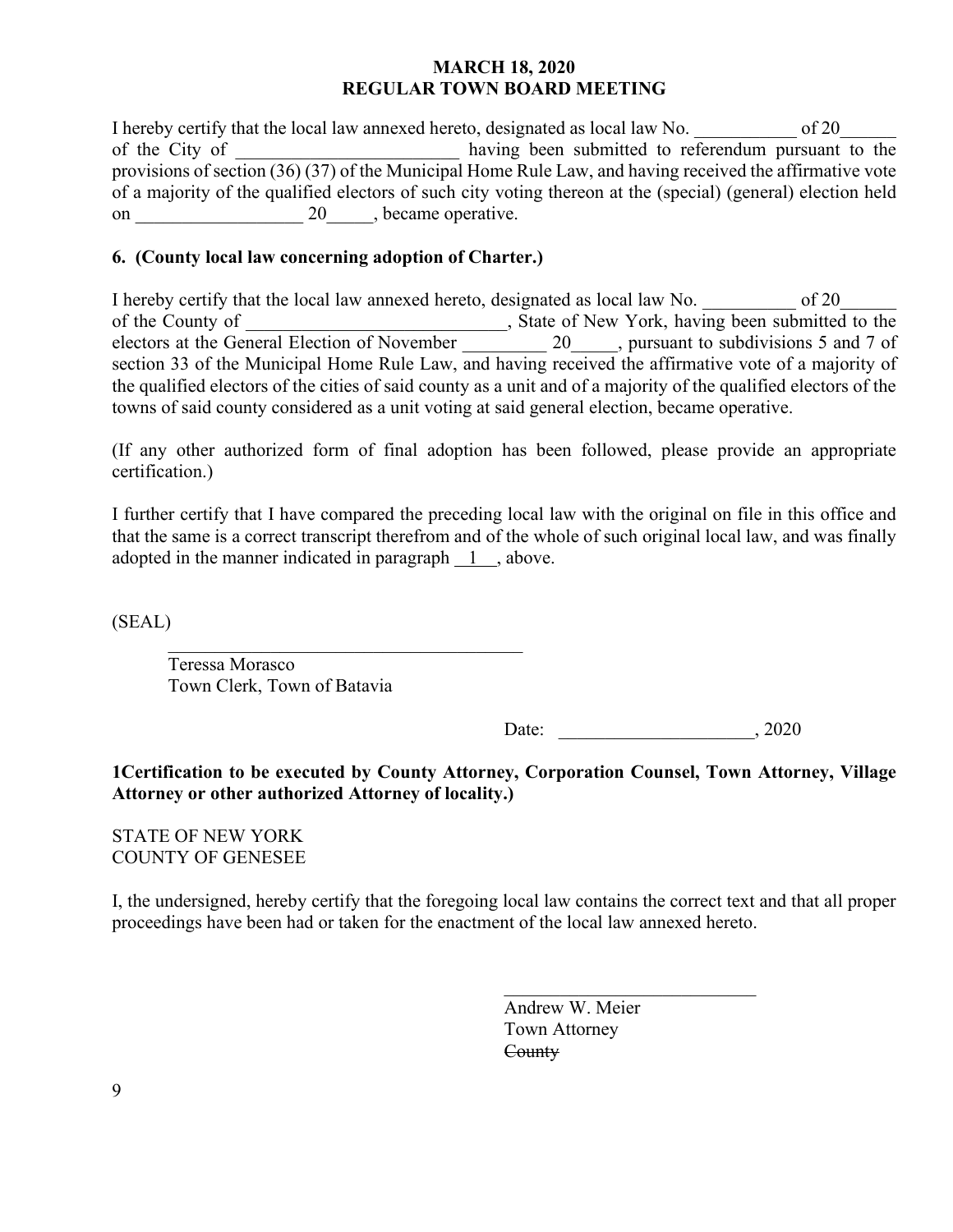I hereby certify that the local law annexed hereto, designated as local law No. ___________ of 20______ of the City of ________________________ having been submitted to referendum pursuant to the provisions of section (36) (37) of the Municipal Home Rule Law, and having received the affirmative vote of a majority of the qualified electors of such city voting thereon at the (special) (general) election held on __________________ 20_____, became operative.

**6. (County local law concerning adoption of Charter.)**

I hereby certify that the local law annexed hereto, designated as local law No. __________ of 20______ of the County of ____________________________, State of New York, having been submitted to the electors at the General Election of November _________ 20_____, pursuant to subdivisions 5 and 7 of section 33 of the Municipal Home Rule Law, and having received the affirmative vote of a majority of the qualified electors of the cities of said county as a unit and of a majority of the qualified electors of the towns of said county considered as a unit voting at said general election, became operative.

(If any other authorized form of final adoption has been followed, please provide an appropriate certification.)

I further certify that I have compared the preceding local law with the original on file in this office and that the same is a correct transcript therefrom and of the whole of such original local law, and was finally adopted in the manner indicated in paragraph __1__, above.

(SEAL)

_______________________________________
Teressa Morasco
Town Clerk, Town of Batavia

Date: _____________________, 2020

**1Certification to be executed by County Attorney, Corporation Counsel, Town Attorney, Village Attorney or other authorized Attorney of locality.)**

STATE OF NEW YORK
COUNTY OF GENESEE

I, the undersigned, hereby certify that the foregoing local law contains the correct text and that all proper proceedings have been had or taken for the enactment of the local law annexed hereto.

____________________________
Andrew W. Meier
Town Attorney
~~County~~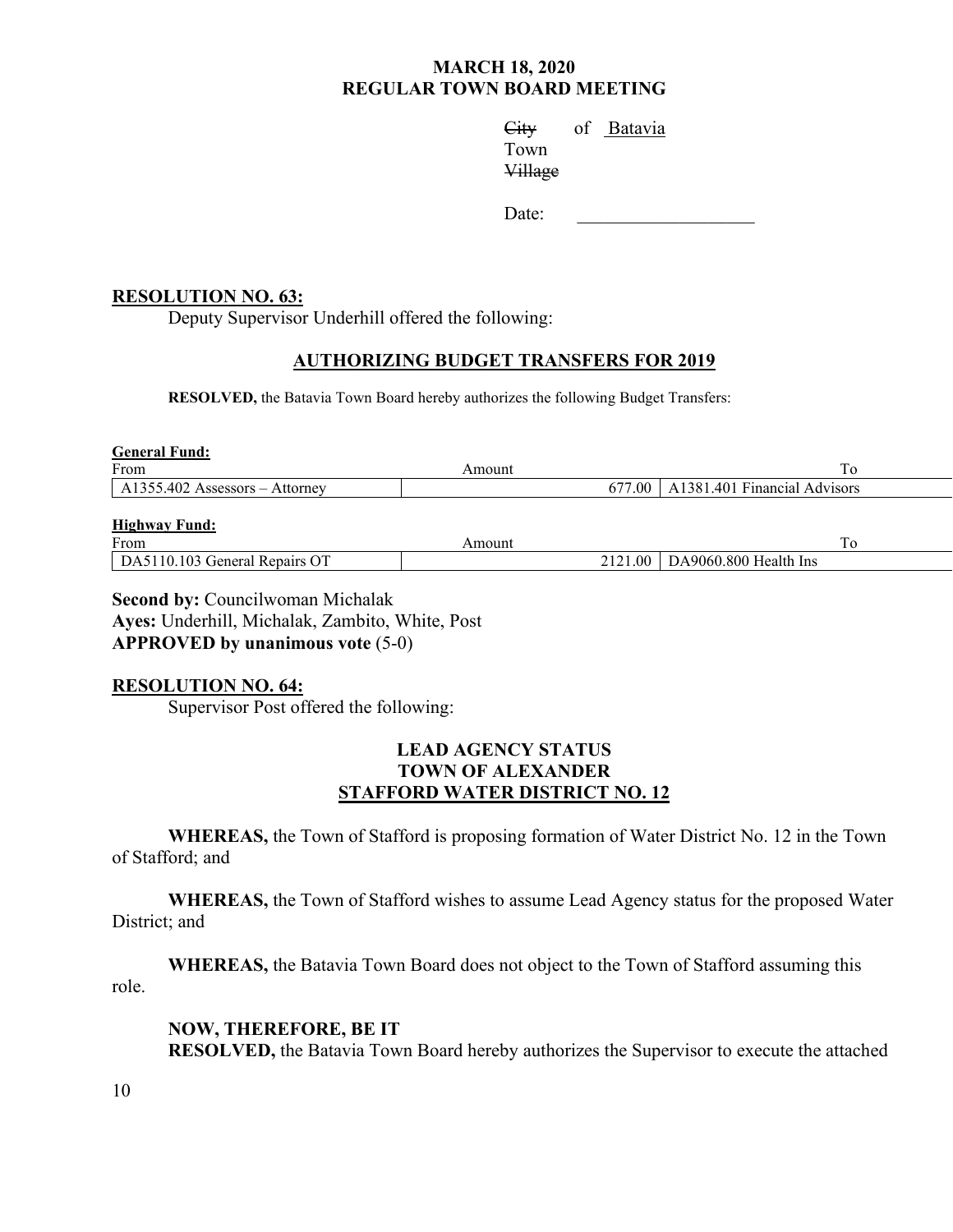**MARCH 18, 2020**
**REGULAR TOWN BOARD MEETING**

~~City~~ of Batavia
Town
~~Village~~

Date: ___________________

**RESOLUTION NO. 63:**

Deputy Supervisor Underhill offered the following:

**AUTHORIZING BUDGET TRANSFERS FOR 2019**

**RESOLVED,** the Batavia Town Board hereby authorizes the following Budget Transfers:

**General Fund:**

| From | Amount | To |
|---|---|---|
| A1355.402 Assessors – Attorney | 677.00 | A1381.401 Financial Advisors |

**Highway Fund:**

| From | Amount | To |
|---|---|---|
| DA5110.103 General Repairs OT | 2121.00 | DA9060.800 Health Ins |

**Second by:** Councilwoman Michalak
**Ayes:** Underhill, Michalak, Zambito, White, Post
**APPROVED by unanimous vote** (5-0)

**RESOLUTION NO. 64:**

Supervisor Post offered the following:

**LEAD AGENCY STATUS**
**TOWN OF ALEXANDER**
**STAFFORD WATER DISTRICT NO. 12**

**WHEREAS,** the Town of Stafford is proposing formation of Water District No. 12 in the Town of Stafford; and

**WHEREAS,** the Town of Stafford wishes to assume Lead Agency status for the proposed Water District; and

**WHEREAS,** the Batavia Town Board does not object to the Town of Stafford assuming this role.

**NOW, THEREFORE, BE IT**
**RESOLVED,** the Batavia Town Board hereby authorizes the Supervisor to execute the attached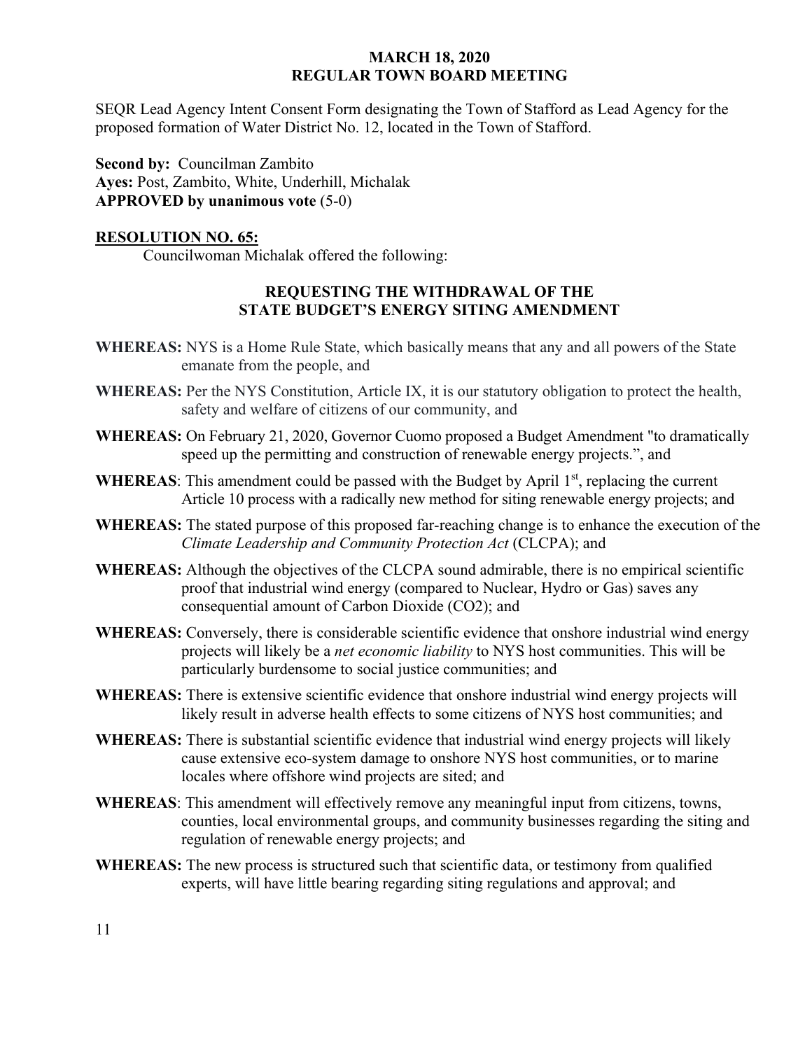**MARCH 18, 2020**
**REGULAR TOWN BOARD MEETING**

SEQR Lead Agency Intent Consent Form designating the Town of Stafford as Lead Agency for the proposed formation of Water District No. 12, located in the Town of Stafford.

**Second by:** Councilman Zambito
**Ayes:** Post, Zambito, White, Underhill, Michalak
**APPROVED by unanimous vote** (5-0)

**RESOLUTION NO. 65:**

Councilwoman Michalak offered the following:

**REQUESTING THE WITHDRAWAL OF THE STATE BUDGET'S ENERGY SITING AMENDMENT**

**WHEREAS:** NYS is a Home Rule State, which basically means that any and all powers of the State emanate from the people, and

**WHEREAS:** Per the NYS Constitution, Article IX, it is our statutory obligation to protect the health, safety and welfare of citizens of our community, and

**WHEREAS:** On February 21, 2020, Governor Cuomo proposed a Budget Amendment "to dramatically speed up the permitting and construction of renewable energy projects.", and

**WHEREAS**: This amendment could be passed with the Budget by April 1st, replacing the current Article 10 process with a radically new method for siting renewable energy projects; and

**WHEREAS:** The stated purpose of this proposed far-reaching change is to enhance the execution of the *Climate Leadership and Community Protection Act* (CLCPA); and

**WHEREAS:** Although the objectives of the CLCPA sound admirable, there is no empirical scientific proof that industrial wind energy (compared to Nuclear, Hydro or Gas) saves any consequential amount of Carbon Dioxide ($CO_2$); and

**WHEREAS:** Conversely, there is considerable scientific evidence that onshore industrial wind energy projects will likely be a *net economic liability* to NYS host communities. This will be particularly burdensome to social justice communities; and

**WHEREAS:** There is extensive scientific evidence that onshore industrial wind energy projects will likely result in adverse health effects to some citizens of NYS host communities; and

**WHEREAS:** There is substantial scientific evidence that industrial wind energy projects will likely cause extensive eco-system damage to onshore NYS host communities, or to marine locales where offshore wind projects are sited; and

**WHEREAS**: This amendment will effectively remove any meaningful input from citizens, towns, counties, local environmental groups, and community businesses regarding the siting and regulation of renewable energy projects; and

**WHEREAS:** The new process is structured such that scientific data, or testimony from qualified experts, will have little bearing regarding siting regulations and approval; and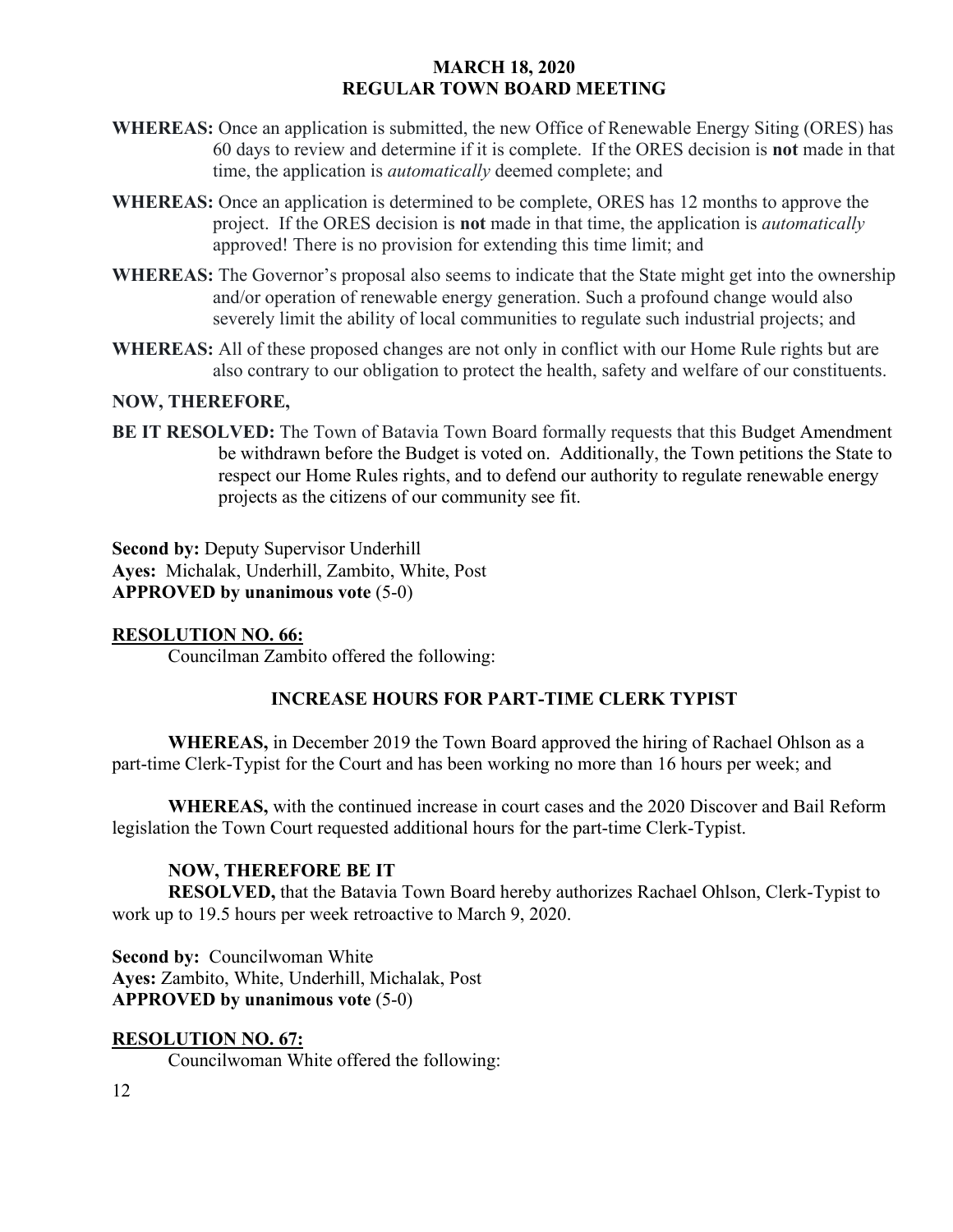**WHEREAS:** Once an application is submitted, the new Office of Renewable Energy Siting (ORES) has 60 days to review and determine if it is complete. If the ORES decision is **not** made in that time, the application is *automatically* deemed complete; and

**WHEREAS:** Once an application is determined to be complete, ORES has 12 months to approve the project. If the ORES decision is **not** made in that time, the application is *automatically* approved! There is no provision for extending this time limit; and

**WHEREAS:** The Governor's proposal also seems to indicate that the State might get into the ownership and/or operation of renewable energy generation. Such a profound change would also severely limit the ability of local communities to regulate such industrial projects; and

**WHEREAS:** All of these proposed changes are not only in conflict with our Home Rule rights but are also contrary to our obligation to protect the health, safety and welfare of our constituents.

**NOW, THEREFORE,**

**BE IT RESOLVED:** The Town of Batavia Town Board formally requests that this Budget Amendment be withdrawn before the Budget is voted on. Additionally, the Town petitions the State to respect our Home Rules rights, and to defend our authority to regulate renewable energy projects as the citizens of our community see fit.

**Second by:** Deputy Supervisor Underhill
**Ayes:** Michalak, Underhill, Zambito, White, Post
**APPROVED by unanimous vote** (5-0)

**RESOLUTION NO. 66:**

Councilman Zambito offered the following:

**INCREASE HOURS FOR PART-TIME CLERK TYPIST**

**WHEREAS,** in December 2019 the Town Board approved the hiring of Rachael Ohlson as a part-time Clerk-Typist for the Court and has been working no more than 16 hours per week; and

**WHEREAS,** with the continued increase in court cases and the 2020 Discover and Bail Reform legislation the Town Court requested additional hours for the part-time Clerk-Typist.

**NOW, THEREFORE BE IT**

**RESOLVED,** that the Batavia Town Board hereby authorizes Rachael Ohlson, Clerk-Typist to work up to 19.5 hours per week retroactive to March 9, 2020.

**Second by:** Councilwoman White
**Ayes:** Zambito, White, Underhill, Michalak, Post
**APPROVED by unanimous vote** (5-0)

**RESOLUTION NO. 67:**

Councilwoman White offered the following: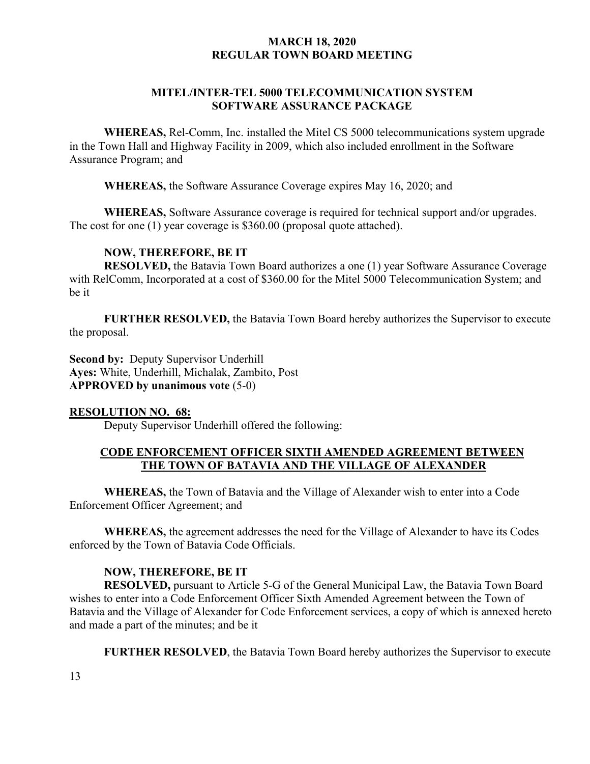**MITEL/INTER-TEL 5000 TELECOMMUNICATION SYSTEM SOFTWARE ASSURANCE PACKAGE**

**WHEREAS,** Rel-Comm, Inc. installed the Mitel CS 5000 telecommunications system upgrade in the Town Hall and Highway Facility in 2009, which also included enrollment in the Software Assurance Program; and

**WHEREAS,** the Software Assurance Coverage expires May 16, 2020; and

**WHEREAS,** Software Assurance coverage is required for technical support and/or upgrades. The cost for one (1) year coverage is $360.00 (proposal quote attached).

**NOW, THEREFORE, BE IT**

**RESOLVED,** the Batavia Town Board authorizes a one (1) year Software Assurance Coverage with RelComm, Incorporated at a cost of $360.00 for the Mitel 5000 Telecommunication System; and be it

**FURTHER RESOLVED,** the Batavia Town Board hereby authorizes the Supervisor to execute the proposal.

**Second by:** Deputy Supervisor Underhill
**Ayes:** White, Underhill, Michalak, Zambito, Post
**APPROVED by unanimous vote** (5-0)

**RESOLUTION NO. 68:**

Deputy Supervisor Underhill offered the following:

**CODE ENFORCEMENT OFFICER SIXTH AMENDED AGREEMENT BETWEEN THE TOWN OF BATAVIA AND THE VILLAGE OF ALEXANDER**

**WHEREAS,** the Town of Batavia and the Village of Alexander wish to enter into a Code Enforcement Officer Agreement; and

**WHEREAS,** the agreement addresses the need for the Village of Alexander to have its Codes enforced by the Town of Batavia Code Officials.

**NOW, THEREFORE, BE IT**

**RESOLVED,** pursuant to Article 5-G of the General Municipal Law, the Batavia Town Board wishes to enter into a Code Enforcement Officer Sixth Amended Agreement between the Town of Batavia and the Village of Alexander for Code Enforcement services, a copy of which is annexed hereto and made a part of the minutes; and be it

**FURTHER RESOLVED**, the Batavia Town Board hereby authorizes the Supervisor to execute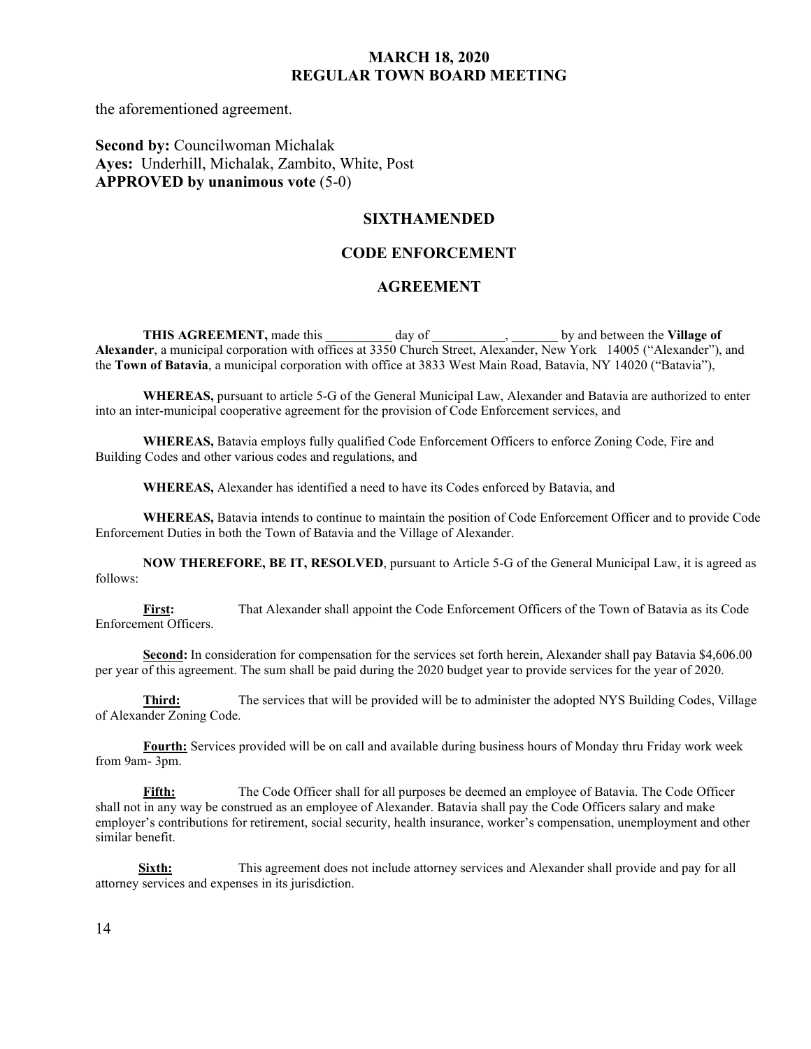the aforementioned agreement.

**Second by:** Councilwoman Michalak
**Ayes:** Underhill, Michalak, Zambito, White, Post
**APPROVED by unanimous vote** (5-0)

## SIXTHAMENDED

## CODE ENFORCEMENT

## AGREEMENT

**THIS AGREEMENT,** made this __________ day of ___________, _______ by and between the **Village of Alexander**, a municipal corporation with offices at 3350 Church Street, Alexander, New York 14005 ("Alexander"), and the **Town of Batavia**, a municipal corporation with office at 3833 West Main Road, Batavia, NY 14020 ("Batavia"),

**WHEREAS,** pursuant to article 5-G of the General Municipal Law, Alexander and Batavia are authorized to enter into an inter-municipal cooperative agreement for the provision of Code Enforcement services, and

**WHEREAS,** Batavia employs fully qualified Code Enforcement Officers to enforce Zoning Code, Fire and Building Codes and other various codes and regulations, and

**WHEREAS,** Alexander has identified a need to have its Codes enforced by Batavia, and

**WHEREAS,** Batavia intends to continue to maintain the position of Code Enforcement Officer and to provide Code Enforcement Duties in both the Town of Batavia and the Village of Alexander.

**NOW THEREFORE, BE IT, RESOLVED**, pursuant to Article 5-G of the General Municipal Law, it is agreed as follows:

**First:** That Alexander shall appoint the Code Enforcement Officers of the Town of Batavia as its Code Enforcement Officers.

**Second:** In consideration for compensation for the services set forth herein, Alexander shall pay Batavia $4,606.00 per year of this agreement. The sum shall be paid during the 2020 budget year to provide services for the year of 2020.

**Third:** The services that will be provided will be to administer the adopted NYS Building Codes, Village of Alexander Zoning Code.

**Fourth:** Services provided will be on call and available during business hours of Monday thru Friday work week from 9am- 3pm.

**Fifth:** The Code Officer shall for all purposes be deemed an employee of Batavia. The Code Officer shall not in any way be construed as an employee of Alexander. Batavia shall pay the Code Officers salary and make employer's contributions for retirement, social security, health insurance, worker's compensation, unemployment and other similar benefit.

**Sixth:** This agreement does not include attorney services and Alexander shall provide and pay for all attorney services and expenses in its jurisdiction.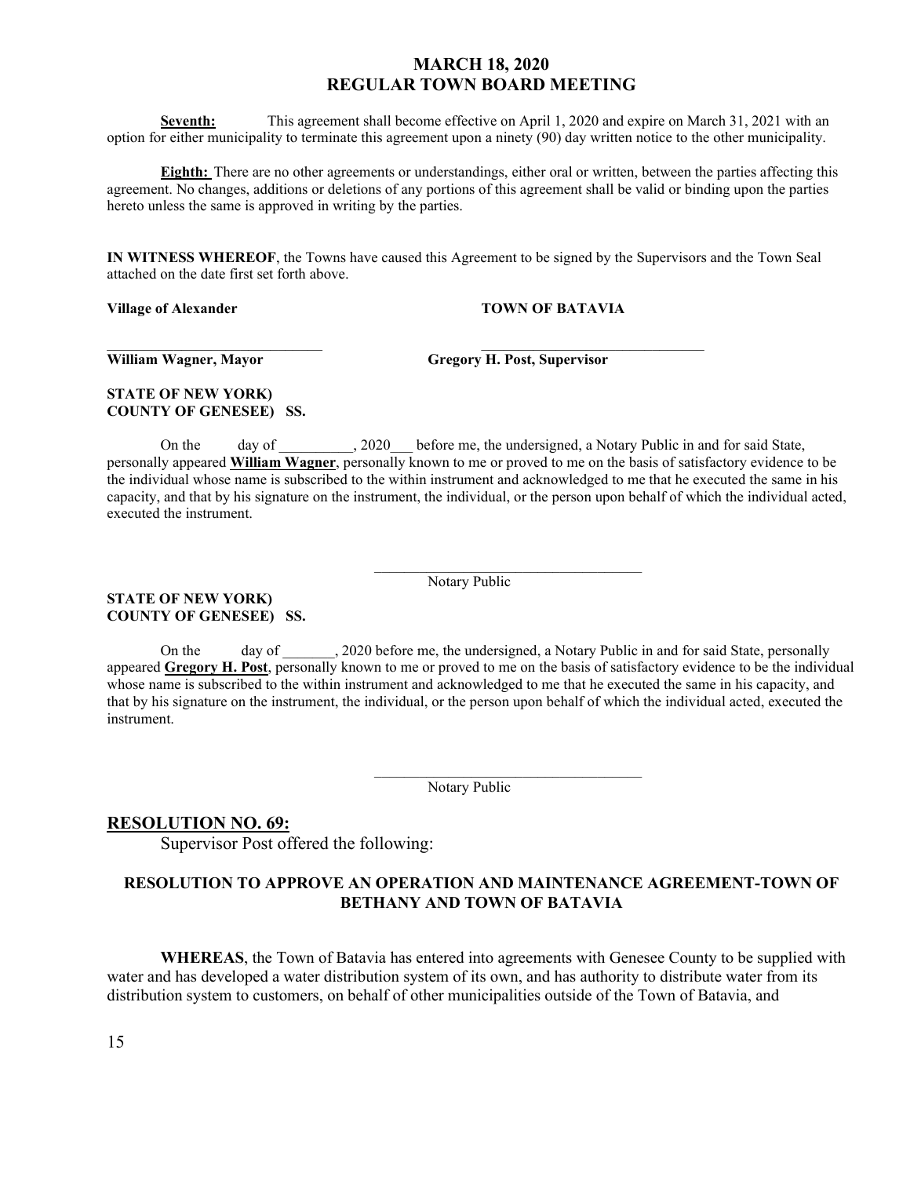**Seventh:** This agreement shall become effective on April 1, 2020 and expire on March 31, 2021 with an option for either municipality to terminate this agreement upon a ninety (90) day written notice to the other municipality.

**Eighth:** There are no other agreements or understandings, either oral or written, between the parties affecting this agreement. No changes, additions or deletions of any portions of this agreement shall be valid or binding upon the parties hereto unless the same is approved in writing by the parties.

**IN WITNESS WHEREOF**, the Towns have caused this Agreement to be signed by the Supervisors and the Town Seal attached on the date first set forth above.

**Village of Alexander** **TOWN OF BATAVIA**

\_\_\_\_\_\_\_\_\_\_\_\_\_\_\_\_\_\_\_\_\_\_\_\_\_\_\_\_\_\_ \_\_\_\_\_\_\_\_\_\_\_\_\_\_\_\_\_\_\_\_\_\_\_\_\_\_\_\_\_\_
**William Wagner, Mayor** **Gregory H. Post, Supervisor**

**STATE OF NEW YORK)**
**COUNTY OF GENESEE) SS.**

On the day of \_\_\_\_\_\_\_\_\_\_, 2020\_\_\_ before me, the undersigned, a Notary Public in and for said State, personally appeared **William Wagner**, personally known to me or proved to me on the basis of satisfactory evidence to be the individual whose name is subscribed to the within instrument and acknowledged to me that he executed the same in his capacity, and that by his signature on the instrument, the individual, or the person upon behalf of which the individual acted, executed the instrument.

\_\_\_\_\_\_\_\_\_\_\_\_\_\_\_\_\_\_\_\_\_\_\_\_\_\_\_\_\_\_\_\_\_\_\_
Notary Public

**STATE OF NEW YORK)**
**COUNTY OF GENESEE) SS.**

On the day of \_\_\_\_\_\_\_, 2020 before me, the undersigned, a Notary Public in and for said State, personally appeared **Gregory H. Post**, personally known to me or proved to me on the basis of satisfactory evidence to be the individual whose name is subscribed to the within instrument and acknowledged to me that he executed the same in his capacity, and that by his signature on the instrument, the individual, or the person upon behalf of which the individual acted, executed the instrument.

\_\_\_\_\_\_\_\_\_\_\_\_\_\_\_\_\_\_\_\_\_\_\_\_\_\_\_\_\_\_\_\_\_\_\_
Notary Public

## RESOLUTION NO. 69:

Supervisor Post offered the following:

### RESOLUTION TO APPROVE AN OPERATION AND MAINTENANCE AGREEMENT-TOWN OF BETHANY AND TOWN OF BATAVIA

**WHEREAS**, the Town of Batavia has entered into agreements with Genesee County to be supplied with water and has developed a water distribution system of its own, and has authority to distribute water from its distribution system to customers, on behalf of other municipalities outside of the Town of Batavia, and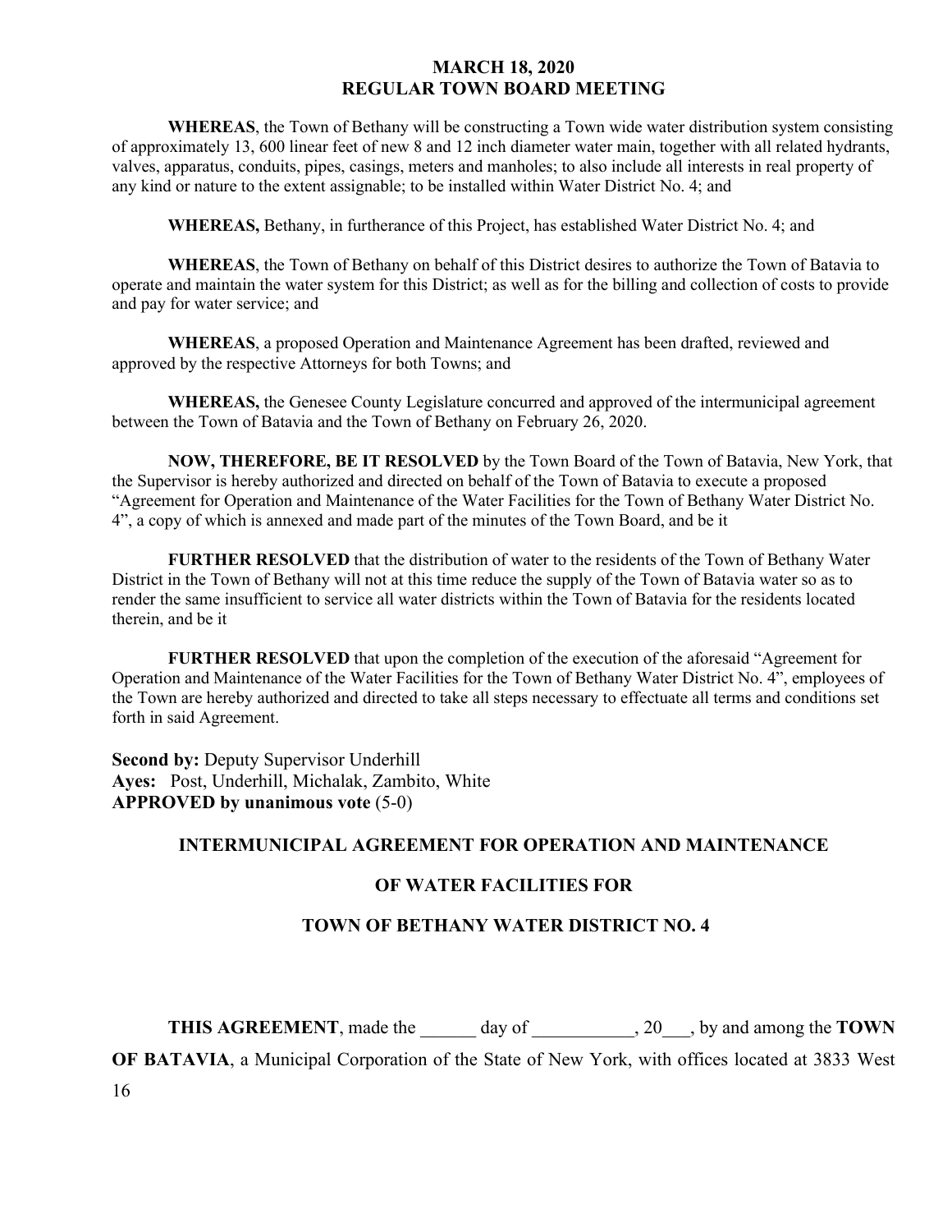**WHEREAS**, the Town of Bethany will be constructing a Town wide water distribution system consisting of approximately 13, 600 linear feet of new 8 and 12 inch diameter water main, together with all related hydrants, valves, apparatus, conduits, pipes, casings, meters and manholes; to also include all interests in real property of any kind or nature to the extent assignable; to be installed within Water District No. 4; and

**WHEREAS,** Bethany, in furtherance of this Project, has established Water District No. 4; and

**WHEREAS**, the Town of Bethany on behalf of this District desires to authorize the Town of Batavia to operate and maintain the water system for this District; as well as for the billing and collection of costs to provide and pay for water service; and

**WHEREAS**, a proposed Operation and Maintenance Agreement has been drafted, reviewed and approved by the respective Attorneys for both Towns; and

**WHEREAS,** the Genesee County Legislature concurred and approved of the intermunicipal agreement between the Town of Batavia and the Town of Bethany on February 26, 2020.

**NOW, THEREFORE, BE IT RESOLVED** by the Town Board of the Town of Batavia, New York, that the Supervisor is hereby authorized and directed on behalf of the Town of Batavia to execute a proposed "Agreement for Operation and Maintenance of the Water Facilities for the Town of Bethany Water District No. 4", a copy of which is annexed and made part of the minutes of the Town Board, and be it

**FURTHER RESOLVED** that the distribution of water to the residents of the Town of Bethany Water District in the Town of Bethany will not at this time reduce the supply of the Town of Batavia water so as to render the same insufficient to service all water districts within the Town of Batavia for the residents located therein, and be it

**FURTHER RESOLVED** that upon the completion of the execution of the aforesaid "Agreement for Operation and Maintenance of the Water Facilities for the Town of Bethany Water District No. 4", employees of the Town are hereby authorized and directed to take all steps necessary to effectuate all terms and conditions set forth in said Agreement.

**Second by:** Deputy Supervisor Underhill
**Ayes:** Post, Underhill, Michalak, Zambito, White
**APPROVED by unanimous vote** (5-0)

## INTERMUNICIPAL AGREEMENT FOR OPERATION AND MAINTENANCE

## OF WATER FACILITIES FOR

## TOWN OF BETHANY WATER DISTRICT NO. 4

**THIS AGREEMENT**, made the ______ day of ___________, 20___, by and among the **TOWN OF BATAVIA**, a Municipal Corporation of the State of New York, with offices located at 3833 West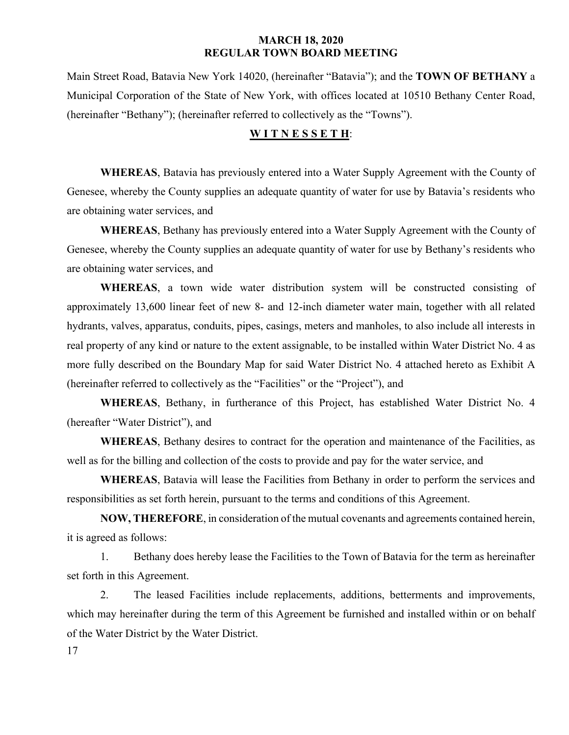Main Street Road, Batavia New York 14020, (hereinafter "Batavia"); and the **TOWN OF BETHANY** a Municipal Corporation of the State of New York, with offices located at 10510 Bethany Center Road, (hereinafter "Bethany"); (hereinafter referred to collectively as the "Towns").

**W I T N E S S E T H**:

**WHEREAS**, Batavia has previously entered into a Water Supply Agreement with the County of Genesee, whereby the County supplies an adequate quantity of water for use by Batavia's residents who are obtaining water services, and

**WHEREAS**, Bethany has previously entered into a Water Supply Agreement with the County of Genesee, whereby the County supplies an adequate quantity of water for use by Bethany's residents who are obtaining water services, and

**WHEREAS**, a town wide water distribution system will be constructed consisting of approximately 13,600 linear feet of new 8- and 12-inch diameter water main, together with all related hydrants, valves, apparatus, conduits, pipes, casings, meters and manholes, to also include all interests in real property of any kind or nature to the extent assignable, to be installed within Water District No. 4 as more fully described on the Boundary Map for said Water District No. 4 attached hereto as Exhibit A (hereinafter referred to collectively as the "Facilities" or the "Project"), and

**WHEREAS**, Bethany, in furtherance of this Project, has established Water District No. 4 (hereafter "Water District"), and

**WHEREAS**, Bethany desires to contract for the operation and maintenance of the Facilities, as well as for the billing and collection of the costs to provide and pay for the water service, and

**WHEREAS**, Batavia will lease the Facilities from Bethany in order to perform the services and responsibilities as set forth herein, pursuant to the terms and conditions of this Agreement.

**NOW, THEREFORE**, in consideration of the mutual covenants and agreements contained herein, it is agreed as follows:

1. Bethany does hereby lease the Facilities to the Town of Batavia for the term as hereinafter set forth in this Agreement.

2. The leased Facilities include replacements, additions, betterments and improvements, which may hereinafter during the term of this Agreement be furnished and installed within or on behalf of the Water District by the Water District.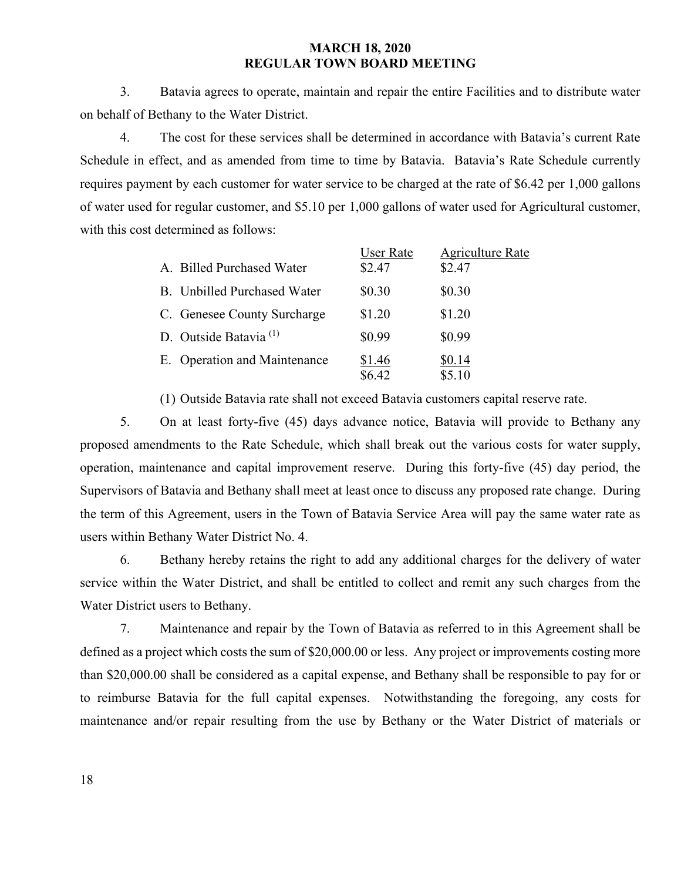3. Batavia agrees to operate, maintain and repair the entire Facilities and to distribute water on behalf of Bethany to the Water District.

4. The cost for these services shall be determined in accordance with Batavia's current Rate Schedule in effect, and as amended from time to time by Batavia. Batavia's Rate Schedule currently requires payment by each customer for water service to be charged at the rate of $6.42 per 1,000 gallons of water used for regular customer, and $5.10 per 1,000 gallons of water used for Agricultural customer, with this cost determined as follows:

| | User Rate | Agriculture Rate |
|---|---|---|
| A. Billed Purchased Water | $2.47 | $2.47 |
| B. Unbilled Purchased Water | $0.30 | $0.30 |
| C. Genesee County Surcharge | $1.20 | $1.20 |
| D. Outside Batavia (1) | $0.99 | $0.99 |
| E. Operation and Maintenance | $1.46 | $0.14 |
| | $6.42 | $5.10 |

(1) Outside Batavia rate shall not exceed Batavia customers capital reserve rate.

5. On at least forty-five (45) days advance notice, Batavia will provide to Bethany any proposed amendments to the Rate Schedule, which shall break out the various costs for water supply, operation, maintenance and capital improvement reserve. During this forty-five (45) day period, the Supervisors of Batavia and Bethany shall meet at least once to discuss any proposed rate change. During the term of this Agreement, users in the Town of Batavia Service Area will pay the same water rate as users within Bethany Water District No. 4.

6. Bethany hereby retains the right to add any additional charges for the delivery of water service within the Water District, and shall be entitled to collect and remit any such charges from the Water District users to Bethany.

7. Maintenance and repair by the Town of Batavia as referred to in this Agreement shall be defined as a project which costs the sum of $20,000.00 or less. Any project or improvements costing more than $20,000.00 shall be considered as a capital expense, and Bethany shall be responsible to pay for or to reimburse Batavia for the full capital expenses. Notwithstanding the foregoing, any costs for maintenance and/or repair resulting from the use by Bethany or the Water District of materials or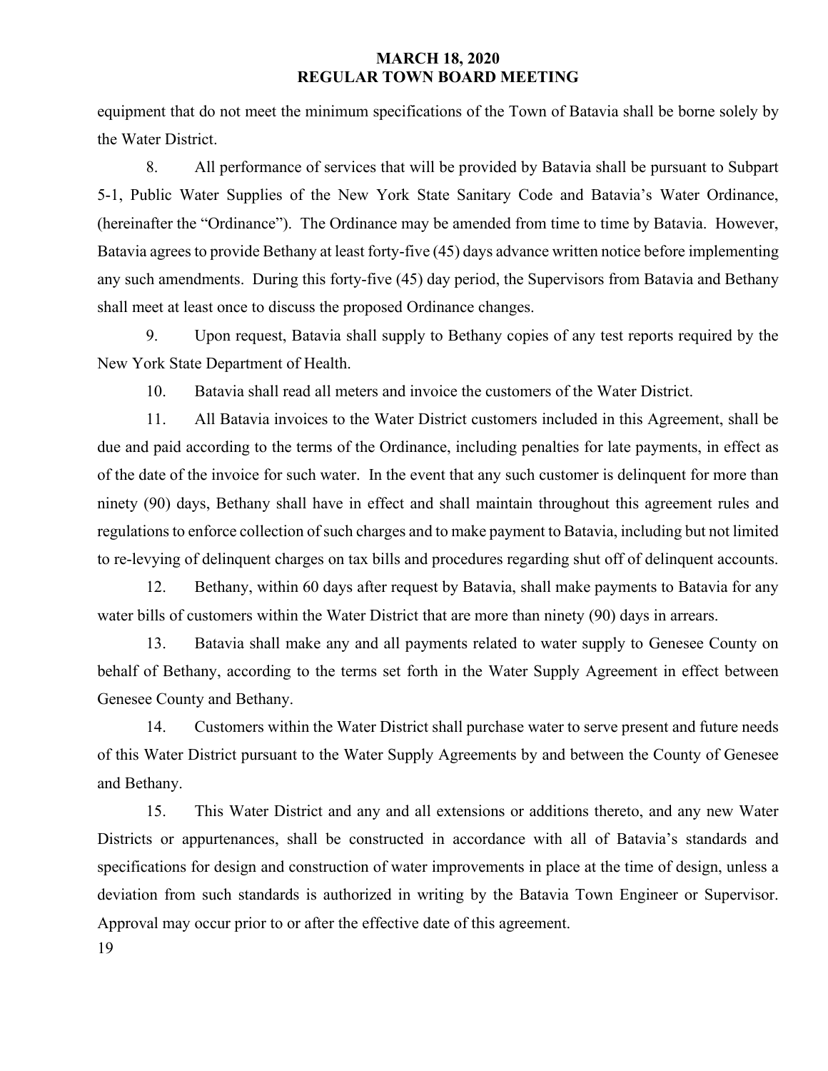equipment that do not meet the minimum specifications of the Town of Batavia shall be borne solely by the Water District.

8. All performance of services that will be provided by Batavia shall be pursuant to Subpart 5-1, Public Water Supplies of the New York State Sanitary Code and Batavia's Water Ordinance, (hereinafter the "Ordinance"). The Ordinance may be amended from time to time by Batavia. However, Batavia agrees to provide Bethany at least forty-five (45) days advance written notice before implementing any such amendments. During this forty-five (45) day period, the Supervisors from Batavia and Bethany shall meet at least once to discuss the proposed Ordinance changes.

9. Upon request, Batavia shall supply to Bethany copies of any test reports required by the New York State Department of Health.

10. Batavia shall read all meters and invoice the customers of the Water District.

11. All Batavia invoices to the Water District customers included in this Agreement, shall be due and paid according to the terms of the Ordinance, including penalties for late payments, in effect as of the date of the invoice for such water. In the event that any such customer is delinquent for more than ninety (90) days, Bethany shall have in effect and shall maintain throughout this agreement rules and regulations to enforce collection of such charges and to make payment to Batavia, including but not limited to re-levying of delinquent charges on tax bills and procedures regarding shut off of delinquent accounts.

12. Bethany, within 60 days after request by Batavia, shall make payments to Batavia for any water bills of customers within the Water District that are more than ninety (90) days in arrears.

13. Batavia shall make any and all payments related to water supply to Genesee County on behalf of Bethany, according to the terms set forth in the Water Supply Agreement in effect between Genesee County and Bethany.

14. Customers within the Water District shall purchase water to serve present and future needs of this Water District pursuant to the Water Supply Agreements by and between the County of Genesee and Bethany.

15. This Water District and any and all extensions or additions thereto, and any new Water Districts or appurtenances, shall be constructed in accordance with all of Batavia's standards and specifications for design and construction of water improvements in place at the time of design, unless a deviation from such standards is authorized in writing by the Batavia Town Engineer or Supervisor. Approval may occur prior to or after the effective date of this agreement.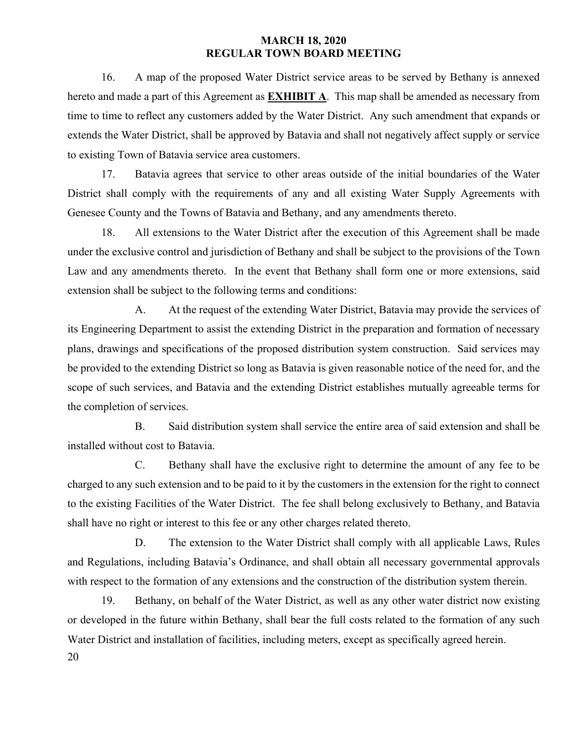16. A map of the proposed Water District service areas to be served by Bethany is annexed hereto and made a part of this Agreement as **EXHIBIT A**. This map shall be amended as necessary from time to time to reflect any customers added by the Water District. Any such amendment that expands or extends the Water District, shall be approved by Batavia and shall not negatively affect supply or service to existing Town of Batavia service area customers.

17. Batavia agrees that service to other areas outside of the initial boundaries of the Water District shall comply with the requirements of any and all existing Water Supply Agreements with Genesee County and the Towns of Batavia and Bethany, and any amendments thereto.

18. All extensions to the Water District after the execution of this Agreement shall be made under the exclusive control and jurisdiction of Bethany and shall be subject to the provisions of the Town Law and any amendments thereto. In the event that Bethany shall form one or more extensions, said extension shall be subject to the following terms and conditions:

A. At the request of the extending Water District, Batavia may provide the services of its Engineering Department to assist the extending District in the preparation and formation of necessary plans, drawings and specifications of the proposed distribution system construction. Said services may be provided to the extending District so long as Batavia is given reasonable notice of the need for, and the scope of such services, and Batavia and the extending District establishes mutually agreeable terms for the completion of services.

B. Said distribution system shall service the entire area of said extension and shall be installed without cost to Batavia.

C. Bethany shall have the exclusive right to determine the amount of any fee to be charged to any such extension and to be paid to it by the customers in the extension for the right to connect to the existing Facilities of the Water District. The fee shall belong exclusively to Bethany, and Batavia shall have no right or interest to this fee or any other charges related thereto.

D. The extension to the Water District shall comply with all applicable Laws, Rules and Regulations, including Batavia's Ordinance, and shall obtain all necessary governmental approvals with respect to the formation of any extensions and the construction of the distribution system therein.

19. Bethany, on behalf of the Water District, as well as any other water district now existing or developed in the future within Bethany, shall bear the full costs related to the formation of any such Water District and installation of facilities, including meters, except as specifically agreed herein.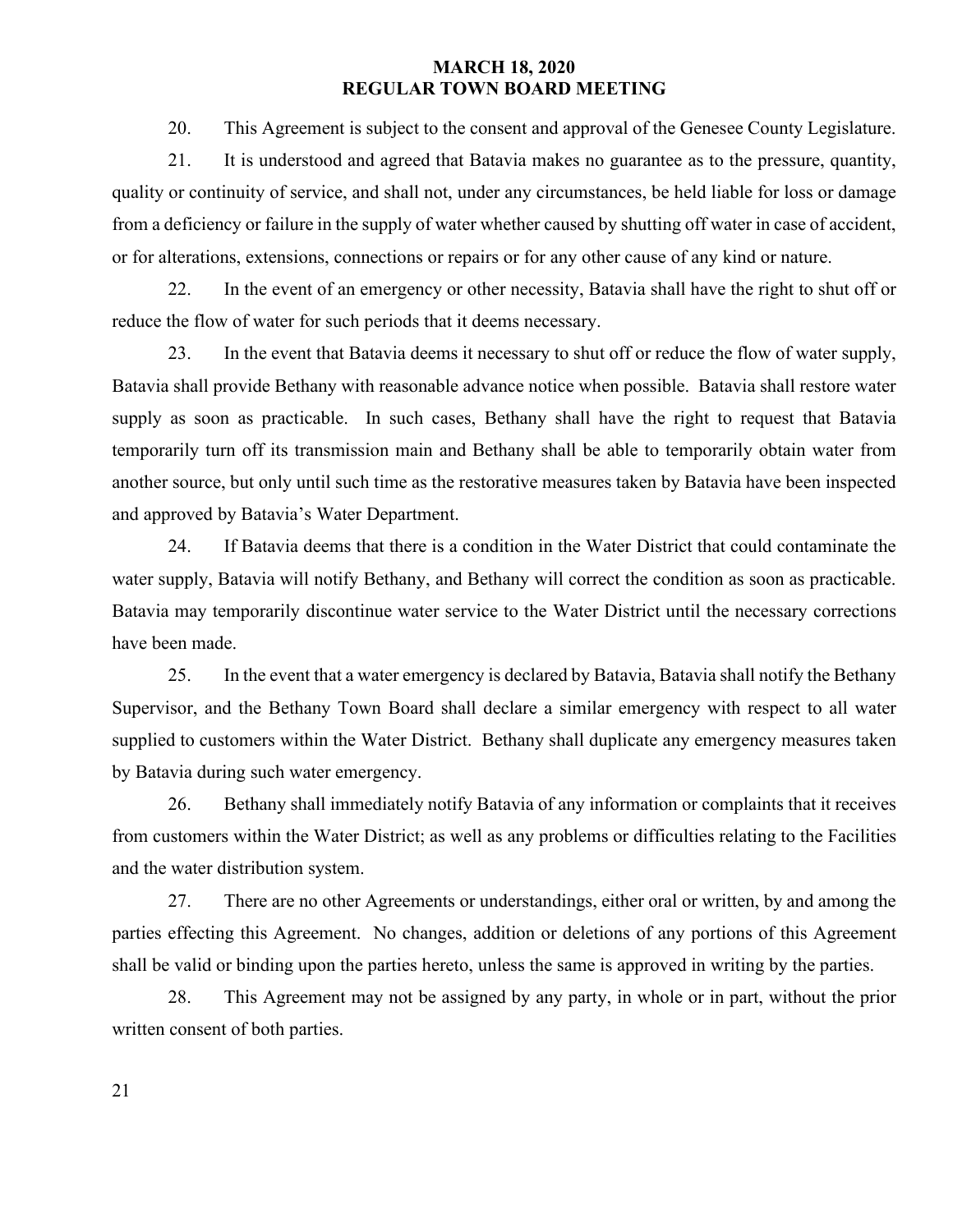20. This Agreement is subject to the consent and approval of the Genesee County Legislature.

21. It is understood and agreed that Batavia makes no guarantee as to the pressure, quantity, quality or continuity of service, and shall not, under any circumstances, be held liable for loss or damage from a deficiency or failure in the supply of water whether caused by shutting off water in case of accident, or for alterations, extensions, connections or repairs or for any other cause of any kind or nature.

22. In the event of an emergency or other necessity, Batavia shall have the right to shut off or reduce the flow of water for such periods that it deems necessary.

23. In the event that Batavia deems it necessary to shut off or reduce the flow of water supply, Batavia shall provide Bethany with reasonable advance notice when possible. Batavia shall restore water supply as soon as practicable. In such cases, Bethany shall have the right to request that Batavia temporarily turn off its transmission main and Bethany shall be able to temporarily obtain water from another source, but only until such time as the restorative measures taken by Batavia have been inspected and approved by Batavia's Water Department.

24. If Batavia deems that there is a condition in the Water District that could contaminate the water supply, Batavia will notify Bethany, and Bethany will correct the condition as soon as practicable. Batavia may temporarily discontinue water service to the Water District until the necessary corrections have been made.

25. In the event that a water emergency is declared by Batavia, Batavia shall notify the Bethany Supervisor, and the Bethany Town Board shall declare a similar emergency with respect to all water supplied to customers within the Water District. Bethany shall duplicate any emergency measures taken by Batavia during such water emergency.

26. Bethany shall immediately notify Batavia of any information or complaints that it receives from customers within the Water District; as well as any problems or difficulties relating to the Facilities and the water distribution system.

27. There are no other Agreements or understandings, either oral or written, by and among the parties effecting this Agreement. No changes, addition or deletions of any portions of this Agreement shall be valid or binding upon the parties hereto, unless the same is approved in writing by the parties.

28. This Agreement may not be assigned by any party, in whole or in part, without the prior written consent of both parties.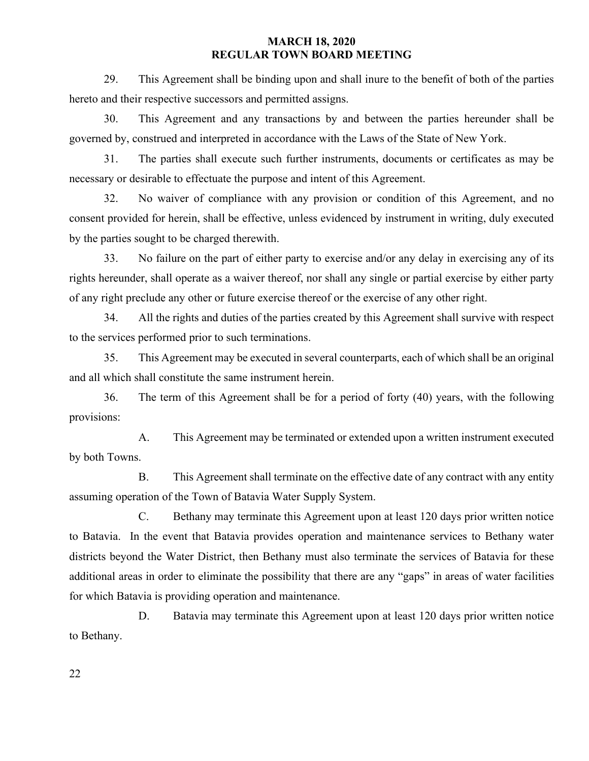29. This Agreement shall be binding upon and shall inure to the benefit of both of the parties hereto and their respective successors and permitted assigns.

30. This Agreement and any transactions by and between the parties hereunder shall be governed by, construed and interpreted in accordance with the Laws of the State of New York.

31. The parties shall execute such further instruments, documents or certificates as may be necessary or desirable to effectuate the purpose and intent of this Agreement.

32. No waiver of compliance with any provision or condition of this Agreement, and no consent provided for herein, shall be effective, unless evidenced by instrument in writing, duly executed by the parties sought to be charged therewith.

33. No failure on the part of either party to exercise and/or any delay in exercising any of its rights hereunder, shall operate as a waiver thereof, nor shall any single or partial exercise by either party of any right preclude any other or future exercise thereof or the exercise of any other right.

34. All the rights and duties of the parties created by this Agreement shall survive with respect to the services performed prior to such terminations.

35. This Agreement may be executed in several counterparts, each of which shall be an original and all which shall constitute the same instrument herein.

36. The term of this Agreement shall be for a period of forty (40) years, with the following provisions:

A. This Agreement may be terminated or extended upon a written instrument executed by both Towns.

B. This Agreement shall terminate on the effective date of any contract with any entity assuming operation of the Town of Batavia Water Supply System.

C. Bethany may terminate this Agreement upon at least 120 days prior written notice to Batavia. In the event that Batavia provides operation and maintenance services to Bethany water districts beyond the Water District, then Bethany must also terminate the services of Batavia for these additional areas in order to eliminate the possibility that there are any "gaps" in areas of water facilities for which Batavia is providing operation and maintenance.

D. Batavia may terminate this Agreement upon at least 120 days prior written notice to Bethany.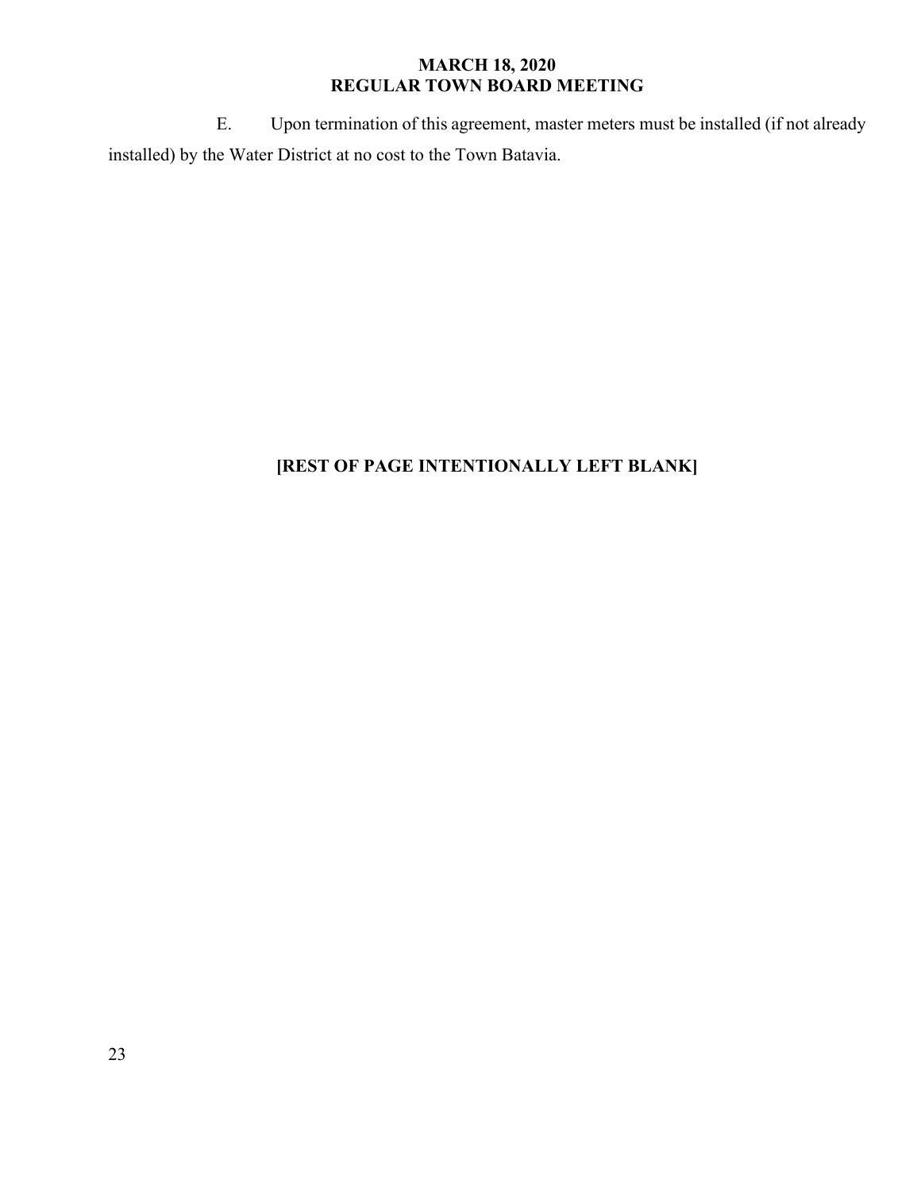E. Upon termination of this agreement, master meters must be installed (if not already installed) by the Water District at no cost to the Town Batavia.

**[REST OF PAGE INTENTIONALLY LEFT BLANK]**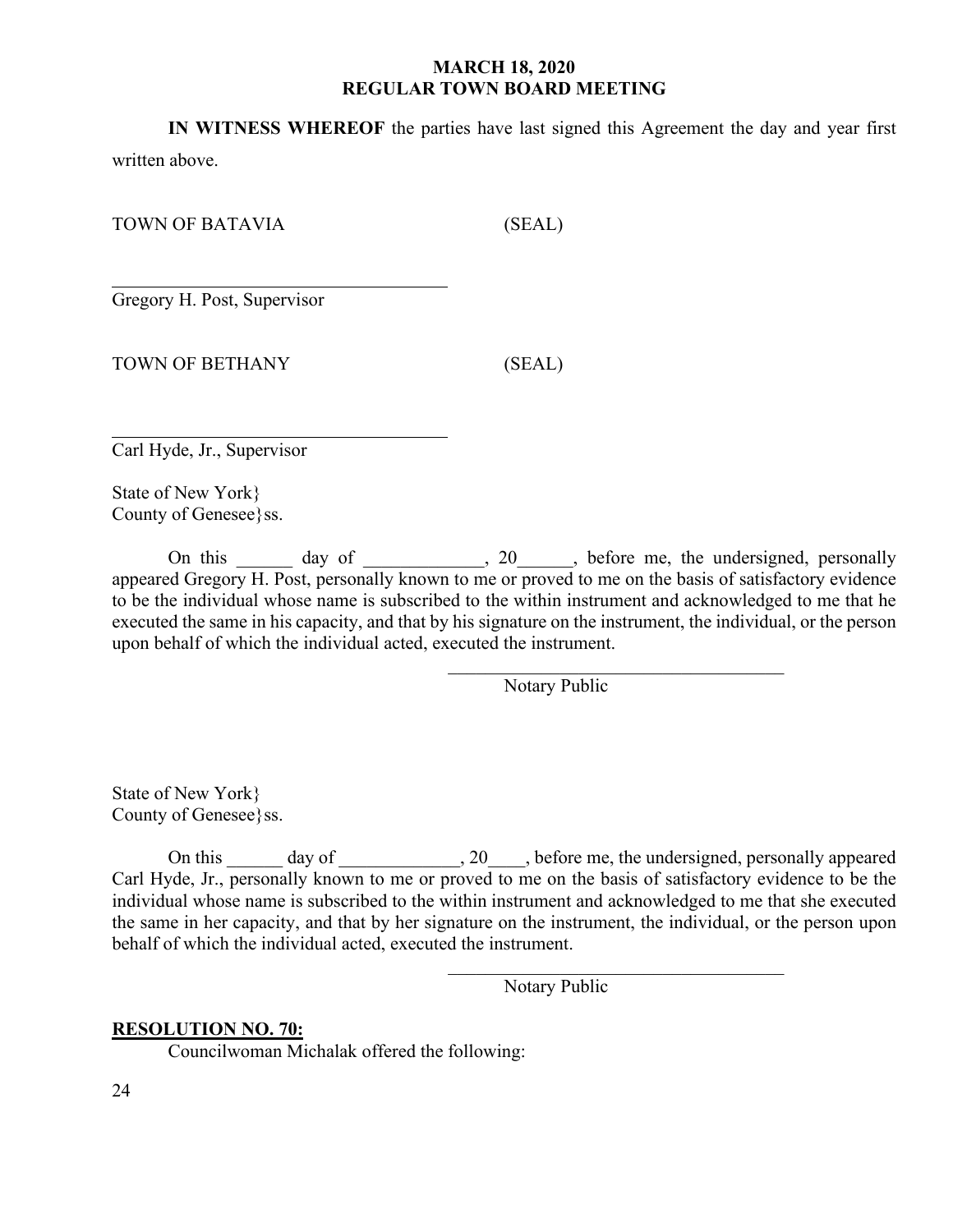**IN WITNESS WHEREOF** the parties have last signed this Agreement the day and year first written above.

TOWN OF BATAVIA (SEAL)

\_\_\_\_\_\_\_\_\_\_\_\_\_\_\_\_\_\_\_\_\_\_\_\_\_\_\_\_\_\_\_\_\_\_\_\_
Gregory H. Post, Supervisor

TOWN OF BETHANY (SEAL)

\_\_\_\_\_\_\_\_\_\_\_\_\_\_\_\_\_\_\_\_\_\_\_\_\_\_\_\_\_\_\_\_\_\_\_\_
Carl Hyde, Jr., Supervisor

State of New York}
County of Genesee}ss.

On this ______ day of _____________, 20______, before me, the undersigned, personally appeared Gregory H. Post, personally known to me or proved to me on the basis of satisfactory evidence to be the individual whose name is subscribed to the within instrument and acknowledged to me that he executed the same in his capacity, and that by his signature on the instrument, the individual, or the person upon behalf of which the individual acted, executed the instrument.

\_\_\_\_\_\_\_\_\_\_\_\_\_\_\_\_\_\_\_\_\_\_\_\_\_\_\_\_\_\_\_\_\_\_\_\_\_\_\_\_
Notary Public

State of New York}
County of Genesee}ss.

On this ______ day of _____________, 20____, before me, the undersigned, personally appeared Carl Hyde, Jr., personally known to me or proved to me on the basis of satisfactory evidence to be the individual whose name is subscribed to the within instrument and acknowledged to me that she executed the same in her capacity, and that by her signature on the instrument, the individual, or the person upon behalf of which the individual acted, executed the instrument.

\_\_\_\_\_\_\_\_\_\_\_\_\_\_\_\_\_\_\_\_\_\_\_\_\_\_\_\_\_\_\_\_\_\_\_\_\_\_\_\_
Notary Public

**RESOLUTION NO. 70:**

Councilwoman Michalak offered the following: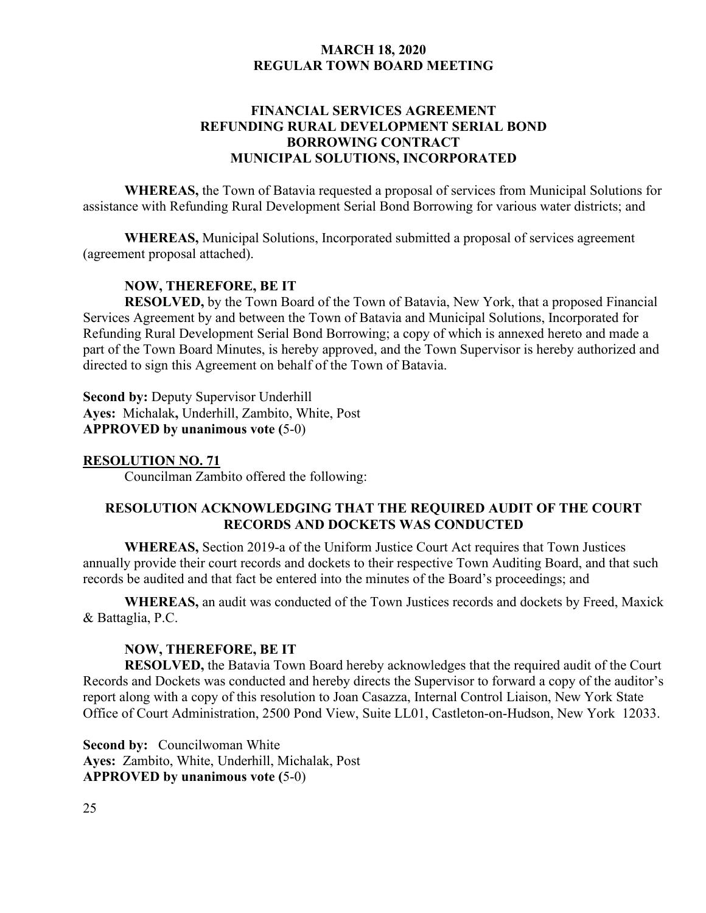### FINANCIAL SERVICES AGREEMENT
### REFUNDING RURAL DEVELOPMENT SERIAL BOND
### BORROWING CONTRACT
### MUNICIPAL SOLUTIONS, INCORPORATED

**WHEREAS,** the Town of Batavia requested a proposal of services from Municipal Solutions for assistance with Refunding Rural Development Serial Bond Borrowing for various water districts; and

**WHEREAS,** Municipal Solutions, Incorporated submitted a proposal of services agreement (agreement proposal attached).

**NOW, THEREFORE, BE IT**
**RESOLVED,** by the Town Board of the Town of Batavia, New York, that a proposed Financial Services Agreement by and between the Town of Batavia and Municipal Solutions, Incorporated for Refunding Rural Development Serial Bond Borrowing; a copy of which is annexed hereto and made a part of the Town Board Minutes, is hereby approved, and the Town Supervisor is hereby authorized and directed to sign this Agreement on behalf of the Town of Batavia.

**Second by:** Deputy Supervisor Underhill
**Ayes:** Michalak**,** Underhill, Zambito, White, Post
**APPROVED by unanimous vote (**5-0)

**RESOLUTION NO. 71**

Councilman Zambito offered the following:

### RESOLUTION ACKNOWLEDGING THAT THE REQUIRED AUDIT OF THE COURT RECORDS AND DOCKETS WAS CONDUCTED

**WHEREAS,** Section 2019-a of the Uniform Justice Court Act requires that Town Justices annually provide their court records and dockets to their respective Town Auditing Board, and that such records be audited and that fact be entered into the minutes of the Board's proceedings; and

**WHEREAS,** an audit was conducted of the Town Justices records and dockets by Freed, Maxick & Battaglia, P.C.

**NOW, THEREFORE, BE IT**
**RESOLVED,** the Batavia Town Board hereby acknowledges that the required audit of the Court Records and Dockets was conducted and hereby directs the Supervisor to forward a copy of the auditor's report along with a copy of this resolution to Joan Casazza, Internal Control Liaison, New York State Office of Court Administration, 2500 Pond View, Suite LL01, Castleton-on-Hudson, New York 12033.

**Second by:** Councilwoman White
**Ayes:** Zambito, White, Underhill, Michalak, Post
**APPROVED by unanimous vote (**5-0)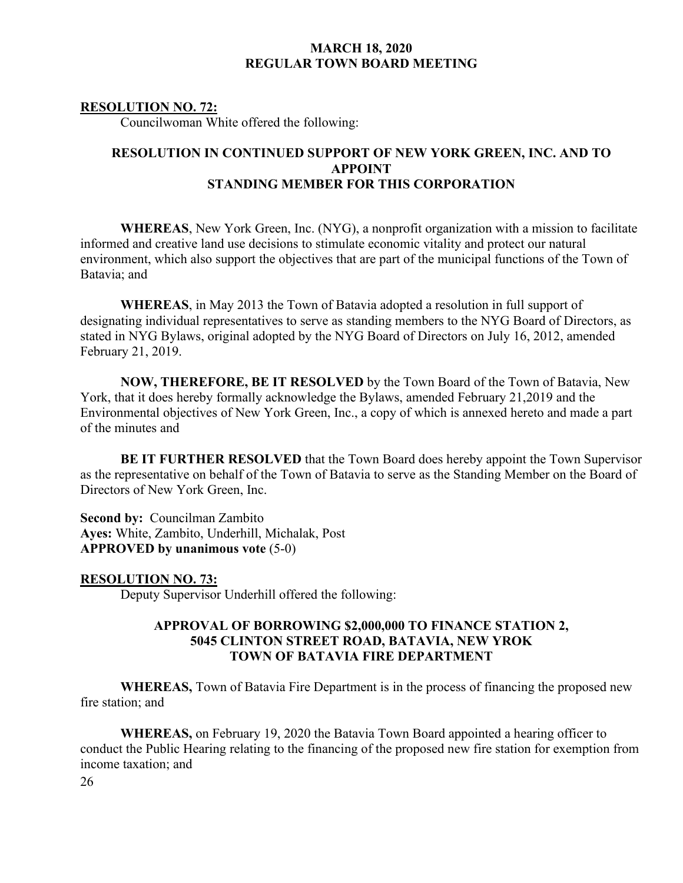**RESOLUTION NO. 72:**

Councilwoman White offered the following:

**RESOLUTION IN CONTINUED SUPPORT OF NEW YORK GREEN, INC. AND TO APPOINT STANDING MEMBER FOR THIS CORPORATION**

**WHEREAS**, New York Green, Inc. (NYG), a nonprofit organization with a mission to facilitate informed and creative land use decisions to stimulate economic vitality and protect our natural environment, which also support the objectives that are part of the municipal functions of the Town of Batavia; and

**WHEREAS**, in May 2013 the Town of Batavia adopted a resolution in full support of designating individual representatives to serve as standing members to the NYG Board of Directors, as stated in NYG Bylaws, original adopted by the NYG Board of Directors on July 16, 2012, amended February 21, 2019.

**NOW, THEREFORE, BE IT RESOLVED** by the Town Board of the Town of Batavia, New York, that it does hereby formally acknowledge the Bylaws, amended February 21,2019 and the Environmental objectives of New York Green, Inc., a copy of which is annexed hereto and made a part of the minutes and

**BE IT FURTHER RESOLVED** that the Town Board does hereby appoint the Town Supervisor as the representative on behalf of the Town of Batavia to serve as the Standing Member on the Board of Directors of New York Green, Inc.

**Second by:** Councilman Zambito
**Ayes:** White, Zambito, Underhill, Michalak, Post
**APPROVED by unanimous vote** (5-0)

**RESOLUTION NO. 73:**

Deputy Supervisor Underhill offered the following:

**APPROVAL OF BORROWING $2,000,000 TO FINANCE STATION 2, 5045 CLINTON STREET ROAD, BATAVIA, NEW YROK TOWN OF BATAVIA FIRE DEPARTMENT**

**WHEREAS,** Town of Batavia Fire Department is in the process of financing the proposed new fire station; and

**WHEREAS,** on February 19, 2020 the Batavia Town Board appointed a hearing officer to conduct the Public Hearing relating to the financing of the proposed new fire station for exemption from income taxation; and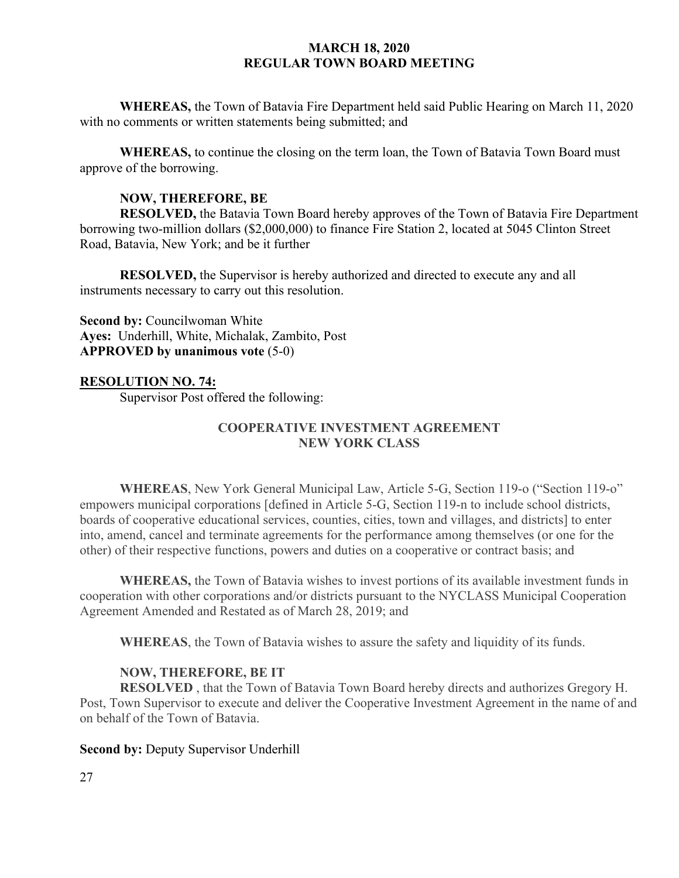**WHEREAS,** the Town of Batavia Fire Department held said Public Hearing on March 11, 2020 with no comments or written statements being submitted; and

**WHEREAS,** to continue the closing on the term loan, the Town of Batavia Town Board must approve of the borrowing.

**NOW, THEREFORE, BE**
**RESOLVED,** the Batavia Town Board hereby approves of the Town of Batavia Fire Department borrowing two-million dollars ($2,000,000) to finance Fire Station 2, located at 5045 Clinton Street Road, Batavia, New York; and be it further

**RESOLVED,** the Supervisor is hereby authorized and directed to execute any and all instruments necessary to carry out this resolution.

**Second by:** Councilwoman White
**Ayes:** Underhill, White, Michalak, Zambito, Post
**APPROVED by unanimous vote** (5-0)

**RESOLUTION NO. 74:**

Supervisor Post offered the following:

**COOPERATIVE INVESTMENT AGREEMENT**
**NEW YORK CLASS**

**WHEREAS**, New York General Municipal Law, Article 5-G, Section 119-o ("Section 119-o" empowers municipal corporations [defined in Article 5-G, Section 119-n to include school districts, boards of cooperative educational services, counties, cities, town and villages, and districts] to enter into, amend, cancel and terminate agreements for the performance among themselves (or one for the other) of their respective functions, powers and duties on a cooperative or contract basis; and

**WHEREAS,** the Town of Batavia wishes to invest portions of its available investment funds in cooperation with other corporations and/or districts pursuant to the NYCLASS Municipal Cooperation Agreement Amended and Restated as of March 28, 2019; and

**WHEREAS**, the Town of Batavia wishes to assure the safety and liquidity of its funds.

**NOW, THEREFORE, BE IT**
**RESOLVED** , that the Town of Batavia Town Board hereby directs and authorizes Gregory H. Post, Town Supervisor to execute and deliver the Cooperative Investment Agreement in the name of and on behalf of the Town of Batavia.

**Second by:** Deputy Supervisor Underhill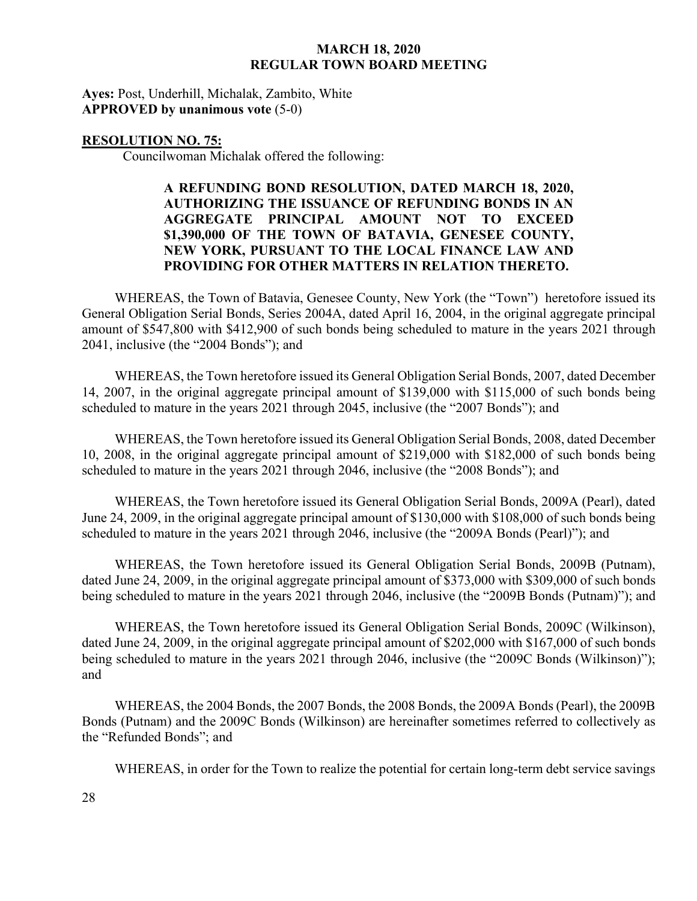**Ayes:** Post, Underhill, Michalak, Zambito, White
**APPROVED by unanimous vote** (5-0)

**RESOLUTION NO. 75:**

Councilwoman Michalak offered the following:

**A REFUNDING BOND RESOLUTION, DATED MARCH 18, 2020, AUTHORIZING THE ISSUANCE OF REFUNDING BONDS IN AN AGGREGATE PRINCIPAL AMOUNT NOT TO EXCEED $1,390,000 OF THE TOWN OF BATAVIA, GENESEE COUNTY, NEW YORK, PURSUANT TO THE LOCAL FINANCE LAW AND PROVIDING FOR OTHER MATTERS IN RELATION THERETO.**

WHEREAS, the Town of Batavia, Genesee County, New York (the "Town") heretofore issued its General Obligation Serial Bonds, Series 2004A, dated April 16, 2004, in the original aggregate principal amount of $547,800 with $412,900 of such bonds being scheduled to mature in the years 2021 through 2041, inclusive (the "2004 Bonds"); and

WHEREAS, the Town heretofore issued its General Obligation Serial Bonds, 2007, dated December 14, 2007, in the original aggregate principal amount of $139,000 with $115,000 of such bonds being scheduled to mature in the years 2021 through 2045, inclusive (the "2007 Bonds"); and

WHEREAS, the Town heretofore issued its General Obligation Serial Bonds, 2008, dated December 10, 2008, in the original aggregate principal amount of $219,000 with $182,000 of such bonds being scheduled to mature in the years 2021 through 2046, inclusive (the "2008 Bonds"); and

WHEREAS, the Town heretofore issued its General Obligation Serial Bonds, 2009A (Pearl), dated June 24, 2009, in the original aggregate principal amount of $130,000 with $108,000 of such bonds being scheduled to mature in the years 2021 through 2046, inclusive (the "2009A Bonds (Pearl)"); and

WHEREAS, the Town heretofore issued its General Obligation Serial Bonds, 2009B (Putnam), dated June 24, 2009, in the original aggregate principal amount of $373,000 with $309,000 of such bonds being scheduled to mature in the years 2021 through 2046, inclusive (the "2009B Bonds (Putnam)"); and

WHEREAS, the Town heretofore issued its General Obligation Serial Bonds, 2009C (Wilkinson), dated June 24, 2009, in the original aggregate principal amount of $202,000 with $167,000 of such bonds being scheduled to mature in the years 2021 through 2046, inclusive (the "2009C Bonds (Wilkinson)"); and

WHEREAS, the 2004 Bonds, the 2007 Bonds, the 2008 Bonds, the 2009A Bonds (Pearl), the 2009B Bonds (Putnam) and the 2009C Bonds (Wilkinson) are hereinafter sometimes referred to collectively as the "Refunded Bonds"; and

WHEREAS, in order for the Town to realize the potential for certain long-term debt service savings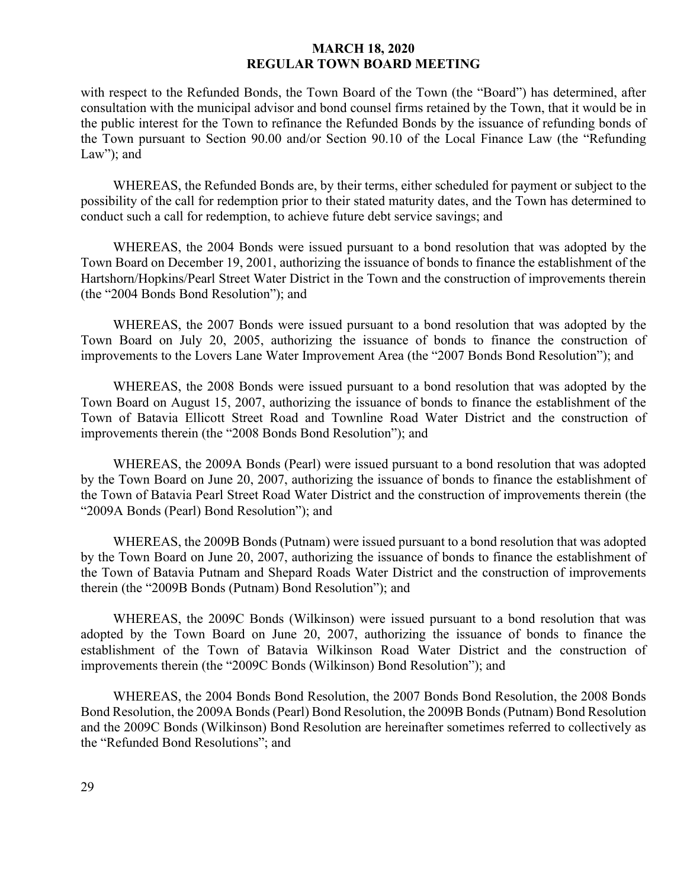with respect to the Refunded Bonds, the Town Board of the Town (the "Board") has determined, after consultation with the municipal advisor and bond counsel firms retained by the Town, that it would be in the public interest for the Town to refinance the Refunded Bonds by the issuance of refunding bonds of the Town pursuant to Section 90.00 and/or Section 90.10 of the Local Finance Law (the "Refunding Law"); and

WHEREAS, the Refunded Bonds are, by their terms, either scheduled for payment or subject to the possibility of the call for redemption prior to their stated maturity dates, and the Town has determined to conduct such a call for redemption, to achieve future debt service savings; and

WHEREAS, the 2004 Bonds were issued pursuant to a bond resolution that was adopted by the Town Board on December 19, 2001, authorizing the issuance of bonds to finance the establishment of the Hartshorn/Hopkins/Pearl Street Water District in the Town and the construction of improvements therein (the "2004 Bonds Bond Resolution"); and

WHEREAS, the 2007 Bonds were issued pursuant to a bond resolution that was adopted by the Town Board on July 20, 2005, authorizing the issuance of bonds to finance the construction of improvements to the Lovers Lane Water Improvement Area (the "2007 Bonds Bond Resolution"); and

WHEREAS, the 2008 Bonds were issued pursuant to a bond resolution that was adopted by the Town Board on August 15, 2007, authorizing the issuance of bonds to finance the establishment of the Town of Batavia Ellicott Street Road and Townline Road Water District and the construction of improvements therein (the "2008 Bonds Bond Resolution"); and

WHEREAS, the 2009A Bonds (Pearl) were issued pursuant to a bond resolution that was adopted by the Town Board on June 20, 2007, authorizing the issuance of bonds to finance the establishment of the Town of Batavia Pearl Street Road Water District and the construction of improvements therein (the "2009A Bonds (Pearl) Bond Resolution"); and

WHEREAS, the 2009B Bonds (Putnam) were issued pursuant to a bond resolution that was adopted by the Town Board on June 20, 2007, authorizing the issuance of bonds to finance the establishment of the Town of Batavia Putnam and Shepard Roads Water District and the construction of improvements therein (the "2009B Bonds (Putnam) Bond Resolution"); and

WHEREAS, the 2009C Bonds (Wilkinson) were issued pursuant to a bond resolution that was adopted by the Town Board on June 20, 2007, authorizing the issuance of bonds to finance the establishment of the Town of Batavia Wilkinson Road Water District and the construction of improvements therein (the "2009C Bonds (Wilkinson) Bond Resolution"); and

WHEREAS, the 2004 Bonds Bond Resolution, the 2007 Bonds Bond Resolution, the 2008 Bonds Bond Resolution, the 2009A Bonds (Pearl) Bond Resolution, the 2009B Bonds (Putnam) Bond Resolution and the 2009C Bonds (Wilkinson) Bond Resolution are hereinafter sometimes referred to collectively as the "Refunded Bond Resolutions"; and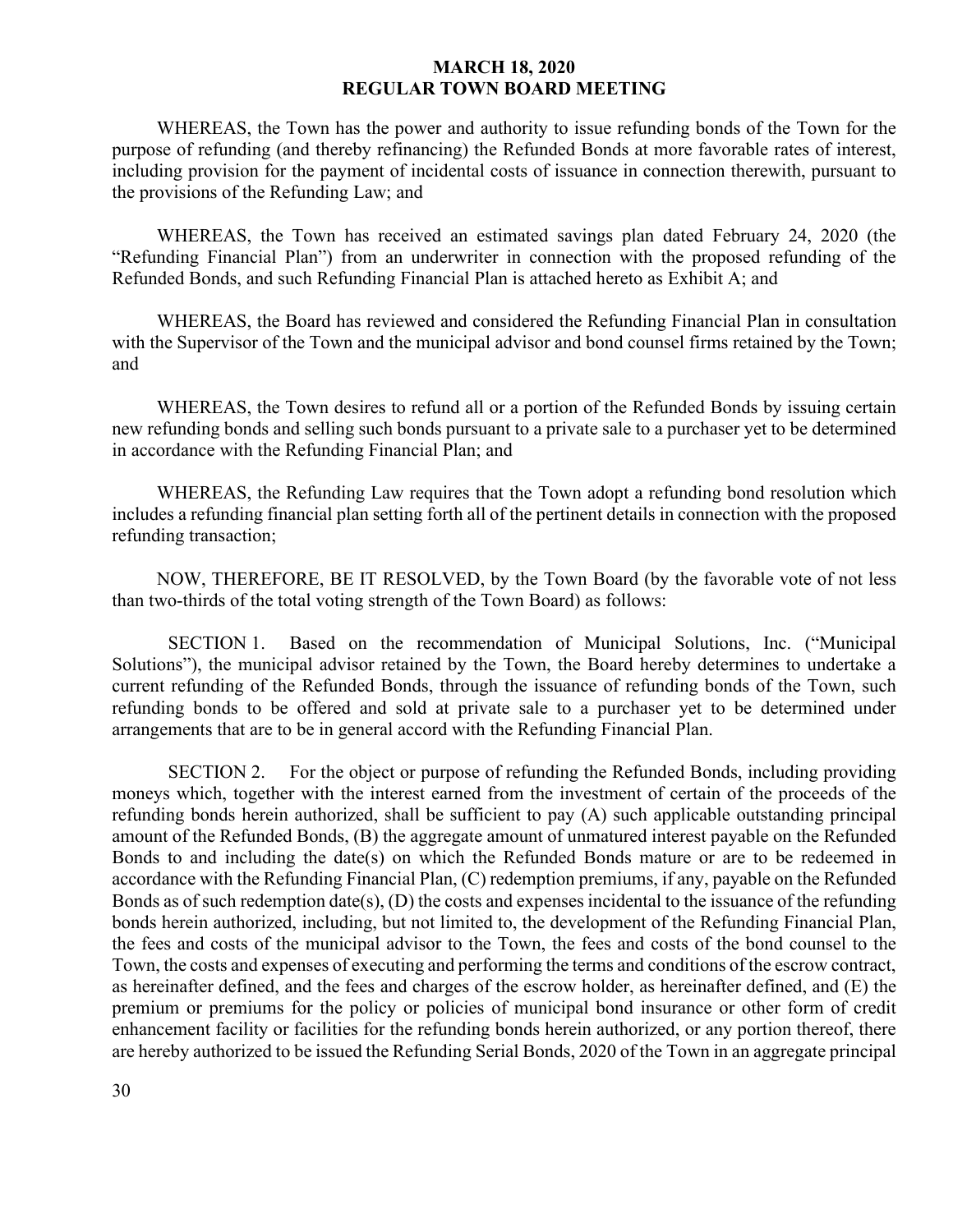WHEREAS, the Town has the power and authority to issue refunding bonds of the Town for the purpose of refunding (and thereby refinancing) the Refunded Bonds at more favorable rates of interest, including provision for the payment of incidental costs of issuance in connection therewith, pursuant to the provisions of the Refunding Law; and

WHEREAS, the Town has received an estimated savings plan dated February 24, 2020 (the "Refunding Financial Plan") from an underwriter in connection with the proposed refunding of the Refunded Bonds, and such Refunding Financial Plan is attached hereto as Exhibit A; and

WHEREAS, the Board has reviewed and considered the Refunding Financial Plan in consultation with the Supervisor of the Town and the municipal advisor and bond counsel firms retained by the Town; and

WHEREAS, the Town desires to refund all or a portion of the Refunded Bonds by issuing certain new refunding bonds and selling such bonds pursuant to a private sale to a purchaser yet to be determined in accordance with the Refunding Financial Plan; and

WHEREAS, the Refunding Law requires that the Town adopt a refunding bond resolution which includes a refunding financial plan setting forth all of the pertinent details in connection with the proposed refunding transaction;

NOW, THEREFORE, BE IT RESOLVED, by the Town Board (by the favorable vote of not less than two-thirds of the total voting strength of the Town Board) as follows:

SECTION 1. Based on the recommendation of Municipal Solutions, Inc. ("Municipal Solutions"), the municipal advisor retained by the Town, the Board hereby determines to undertake a current refunding of the Refunded Bonds, through the issuance of refunding bonds of the Town, such refunding bonds to be offered and sold at private sale to a purchaser yet to be determined under arrangements that are to be in general accord with the Refunding Financial Plan.

SECTION 2. For the object or purpose of refunding the Refunded Bonds, including providing moneys which, together with the interest earned from the investment of certain of the proceeds of the refunding bonds herein authorized, shall be sufficient to pay (A) such applicable outstanding principal amount of the Refunded Bonds, (B) the aggregate amount of unmatured interest payable on the Refunded Bonds to and including the date(s) on which the Refunded Bonds mature or are to be redeemed in accordance with the Refunding Financial Plan, (C) redemption premiums, if any, payable on the Refunded Bonds as of such redemption date(s), (D) the costs and expenses incidental to the issuance of the refunding bonds herein authorized, including, but not limited to, the development of the Refunding Financial Plan, the fees and costs of the municipal advisor to the Town, the fees and costs of the bond counsel to the Town, the costs and expenses of executing and performing the terms and conditions of the escrow contract, as hereinafter defined, and the fees and charges of the escrow holder, as hereinafter defined, and (E) the premium or premiums for the policy or policies of municipal bond insurance or other form of credit enhancement facility or facilities for the refunding bonds herein authorized, or any portion thereof, there are hereby authorized to be issued the Refunding Serial Bonds, 2020 of the Town in an aggregate principal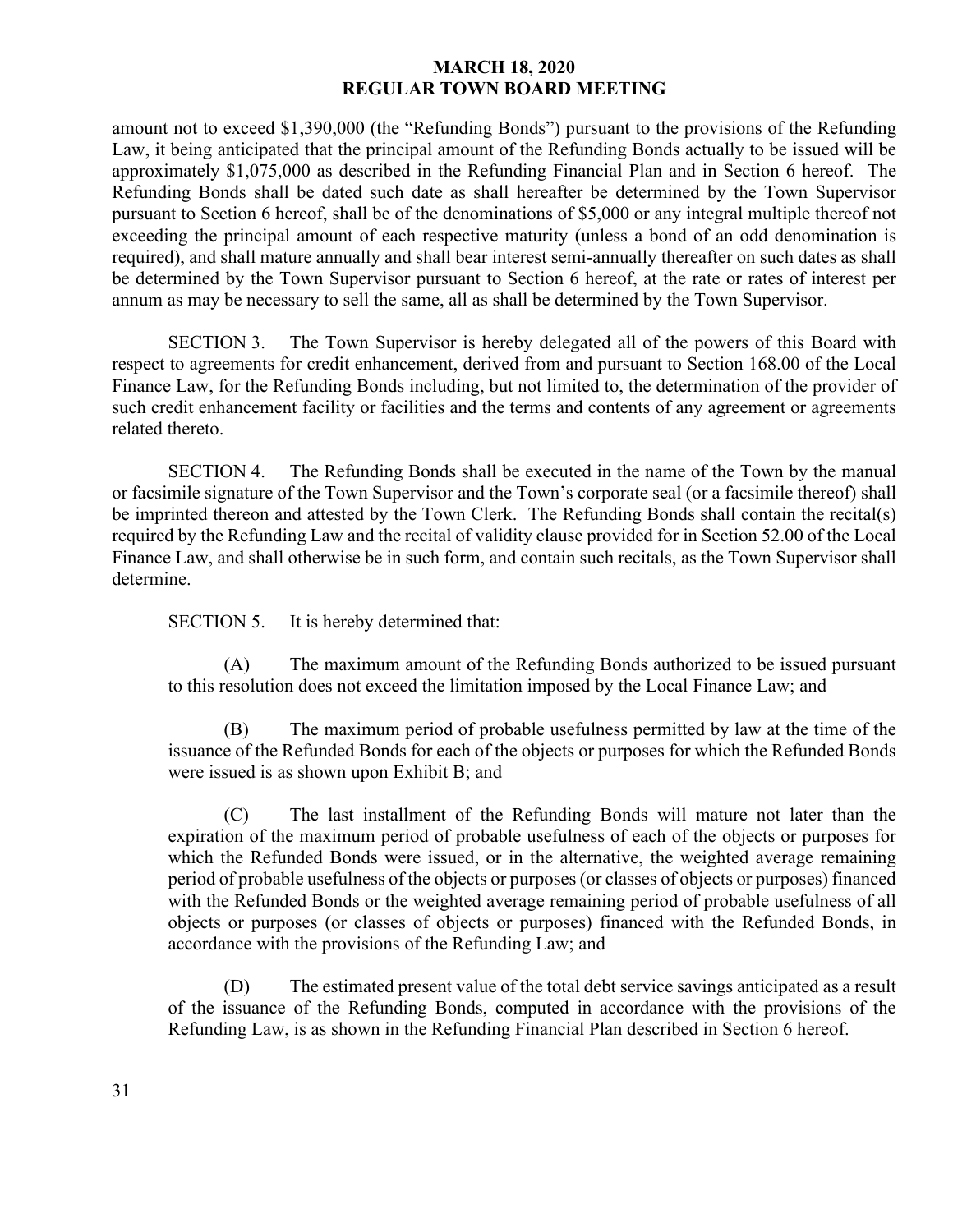amount not to exceed $1,390,000 (the "Refunding Bonds") pursuant to the provisions of the Refunding Law, it being anticipated that the principal amount of the Refunding Bonds actually to be issued will be approximately $1,075,000 as described in the Refunding Financial Plan and in Section 6 hereof. The Refunding Bonds shall be dated such date as shall hereafter be determined by the Town Supervisor pursuant to Section 6 hereof, shall be of the denominations of $5,000 or any integral multiple thereof not exceeding the principal amount of each respective maturity (unless a bond of an odd denomination is required), and shall mature annually and shall bear interest semi-annually thereafter on such dates as shall be determined by the Town Supervisor pursuant to Section 6 hereof, at the rate or rates of interest per annum as may be necessary to sell the same, all as shall be determined by the Town Supervisor.

SECTION 3. The Town Supervisor is hereby delegated all of the powers of this Board with respect to agreements for credit enhancement, derived from and pursuant to Section 168.00 of the Local Finance Law, for the Refunding Bonds including, but not limited to, the determination of the provider of such credit enhancement facility or facilities and the terms and contents of any agreement or agreements related thereto.

SECTION 4. The Refunding Bonds shall be executed in the name of the Town by the manual or facsimile signature of the Town Supervisor and the Town's corporate seal (or a facsimile thereof) shall be imprinted thereon and attested by the Town Clerk. The Refunding Bonds shall contain the recital(s) required by the Refunding Law and the recital of validity clause provided for in Section 52.00 of the Local Finance Law, and shall otherwise be in such form, and contain such recitals, as the Town Supervisor shall determine.

SECTION 5. It is hereby determined that:

(A) The maximum amount of the Refunding Bonds authorized to be issued pursuant to this resolution does not exceed the limitation imposed by the Local Finance Law; and

(B) The maximum period of probable usefulness permitted by law at the time of the issuance of the Refunded Bonds for each of the objects or purposes for which the Refunded Bonds were issued is as shown upon Exhibit B; and

(C) The last installment of the Refunding Bonds will mature not later than the expiration of the maximum period of probable usefulness of each of the objects or purposes for which the Refunded Bonds were issued, or in the alternative, the weighted average remaining period of probable usefulness of the objects or purposes (or classes of objects or purposes) financed with the Refunded Bonds or the weighted average remaining period of probable usefulness of all objects or purposes (or classes of objects or purposes) financed with the Refunded Bonds, in accordance with the provisions of the Refunding Law; and

(D) The estimated present value of the total debt service savings anticipated as a result of the issuance of the Refunding Bonds, computed in accordance with the provisions of the Refunding Law, is as shown in the Refunding Financial Plan described in Section 6 hereof.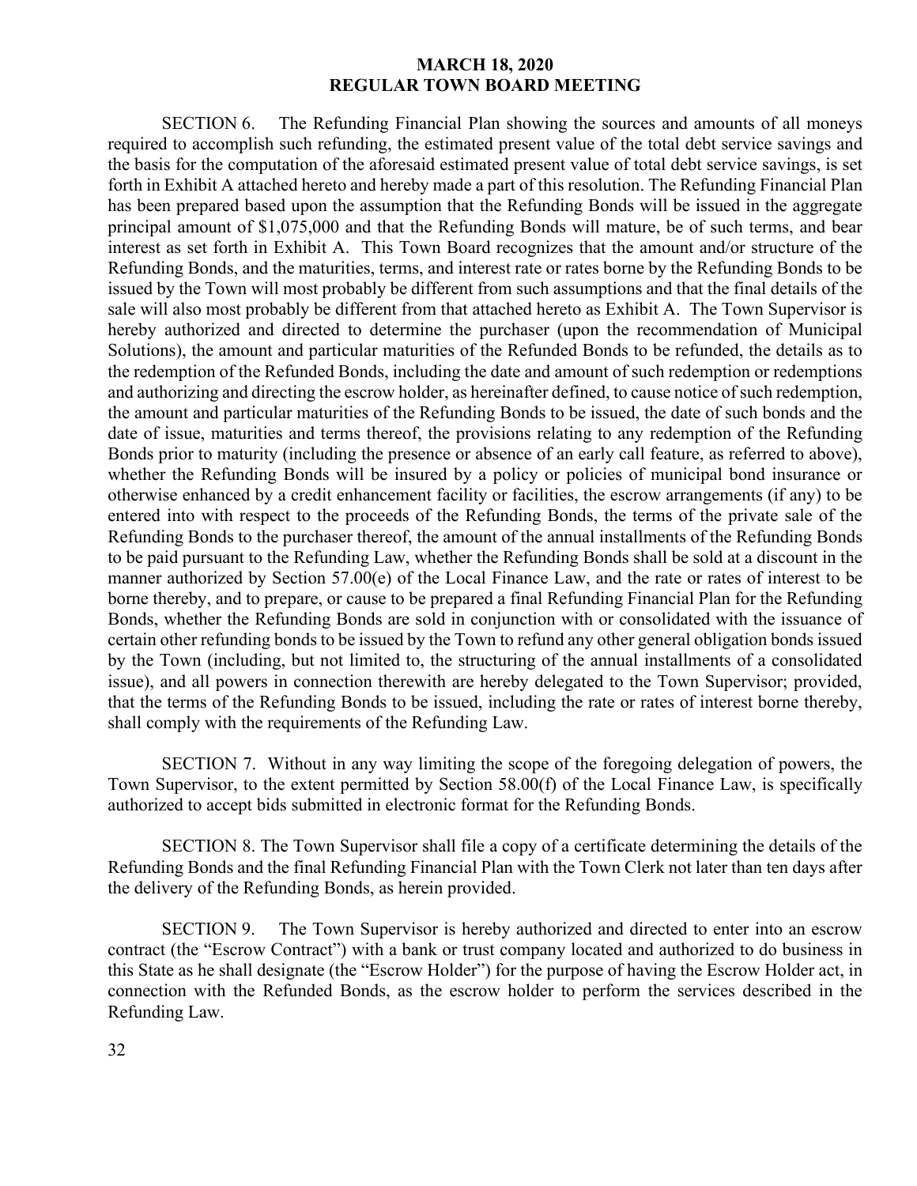SECTION 6. The Refunding Financial Plan showing the sources and amounts of all moneys required to accomplish such refunding, the estimated present value of the total debt service savings and the basis for the computation of the aforesaid estimated present value of total debt service savings, is set forth in Exhibit A attached hereto and hereby made a part of this resolution. The Refunding Financial Plan has been prepared based upon the assumption that the Refunding Bonds will be issued in the aggregate principal amount of $1,075,000 and that the Refunding Bonds will mature, be of such terms, and bear interest as set forth in Exhibit A. This Town Board recognizes that the amount and/or structure of the Refunding Bonds, and the maturities, terms, and interest rate or rates borne by the Refunding Bonds to be issued by the Town will most probably be different from such assumptions and that the final details of the sale will also most probably be different from that attached hereto as Exhibit A. The Town Supervisor is hereby authorized and directed to determine the purchaser (upon the recommendation of Municipal Solutions), the amount and particular maturities of the Refunded Bonds to be refunded, the details as to the redemption of the Refunded Bonds, including the date and amount of such redemption or redemptions and authorizing and directing the escrow holder, as hereinafter defined, to cause notice of such redemption, the amount and particular maturities of the Refunding Bonds to be issued, the date of such bonds and the date of issue, maturities and terms thereof, the provisions relating to any redemption of the Refunding Bonds prior to maturity (including the presence or absence of an early call feature, as referred to above), whether the Refunding Bonds will be insured by a policy or policies of municipal bond insurance or otherwise enhanced by a credit enhancement facility or facilities, the escrow arrangements (if any) to be entered into with respect to the proceeds of the Refunding Bonds, the terms of the private sale of the Refunding Bonds to the purchaser thereof, the amount of the annual installments of the Refunding Bonds to be paid pursuant to the Refunding Law, whether the Refunding Bonds shall be sold at a discount in the manner authorized by Section 57.00(e) of the Local Finance Law, and the rate or rates of interest to be borne thereby, and to prepare, or cause to be prepared a final Refunding Financial Plan for the Refunding Bonds, whether the Refunding Bonds are sold in conjunction with or consolidated with the issuance of certain other refunding bonds to be issued by the Town to refund any other general obligation bonds issued by the Town (including, but not limited to, the structuring of the annual installments of a consolidated issue), and all powers in connection therewith are hereby delegated to the Town Supervisor; provided, that the terms of the Refunding Bonds to be issued, including the rate or rates of interest borne thereby, shall comply with the requirements of the Refunding Law.

SECTION 7. Without in any way limiting the scope of the foregoing delegation of powers, the Town Supervisor, to the extent permitted by Section 58.00(f) of the Local Finance Law, is specifically authorized to accept bids submitted in electronic format for the Refunding Bonds.

SECTION 8. The Town Supervisor shall file a copy of a certificate determining the details of the Refunding Bonds and the final Refunding Financial Plan with the Town Clerk not later than ten days after the delivery of the Refunding Bonds, as herein provided.

SECTION 9. The Town Supervisor is hereby authorized and directed to enter into an escrow contract (the "Escrow Contract") with a bank or trust company located and authorized to do business in this State as he shall designate (the "Escrow Holder") for the purpose of having the Escrow Holder act, in connection with the Refunded Bonds, as the escrow holder to perform the services described in the Refunding Law.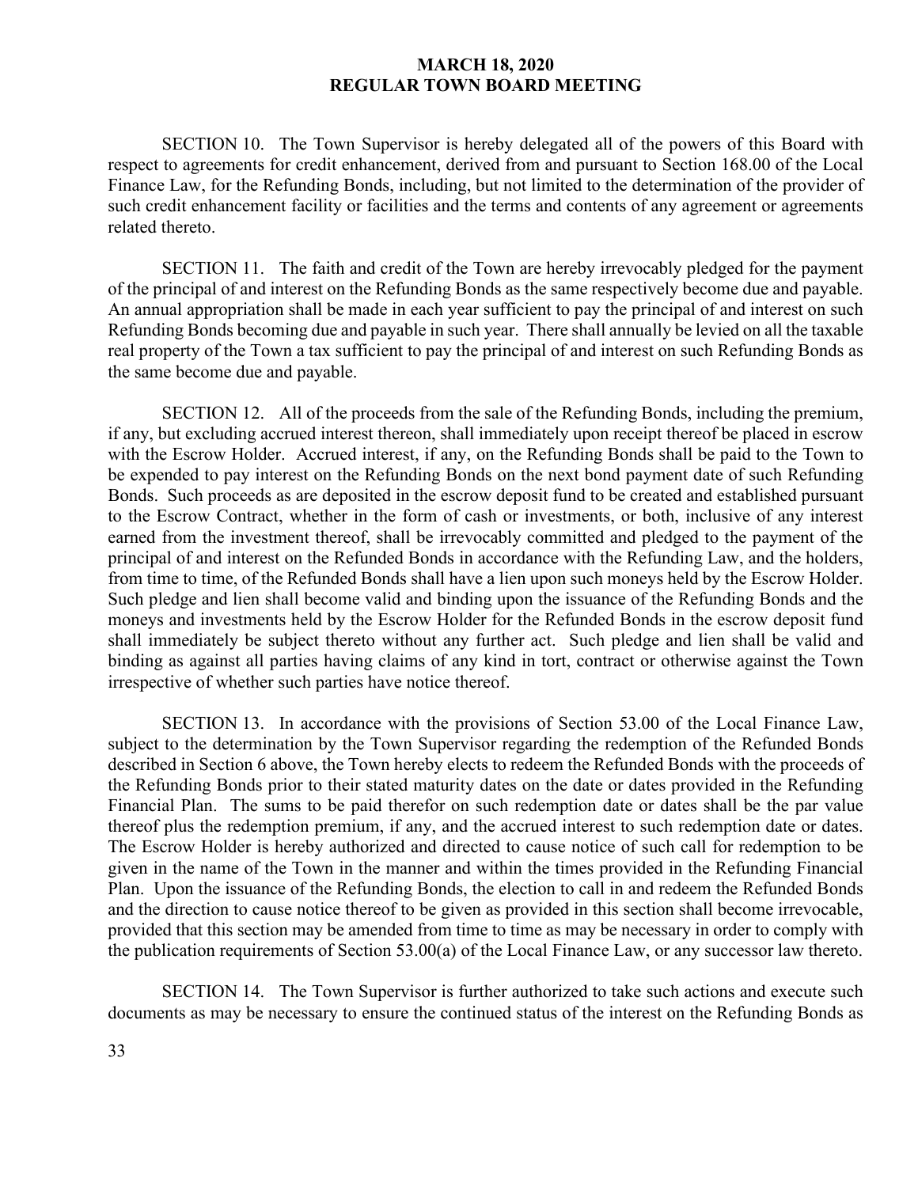SECTION 10. The Town Supervisor is hereby delegated all of the powers of this Board with respect to agreements for credit enhancement, derived from and pursuant to Section 168.00 of the Local Finance Law, for the Refunding Bonds, including, but not limited to the determination of the provider of such credit enhancement facility or facilities and the terms and contents of any agreement or agreements related thereto.

SECTION 11. The faith and credit of the Town are hereby irrevocably pledged for the payment of the principal of and interest on the Refunding Bonds as the same respectively become due and payable. An annual appropriation shall be made in each year sufficient to pay the principal of and interest on such Refunding Bonds becoming due and payable in such year. There shall annually be levied on all the taxable real property of the Town a tax sufficient to pay the principal of and interest on such Refunding Bonds as the same become due and payable.

SECTION 12. All of the proceeds from the sale of the Refunding Bonds, including the premium, if any, but excluding accrued interest thereon, shall immediately upon receipt thereof be placed in escrow with the Escrow Holder. Accrued interest, if any, on the Refunding Bonds shall be paid to the Town to be expended to pay interest on the Refunding Bonds on the next bond payment date of such Refunding Bonds. Such proceeds as are deposited in the escrow deposit fund to be created and established pursuant to the Escrow Contract, whether in the form of cash or investments, or both, inclusive of any interest earned from the investment thereof, shall be irrevocably committed and pledged to the payment of the principal of and interest on the Refunded Bonds in accordance with the Refunding Law, and the holders, from time to time, of the Refunded Bonds shall have a lien upon such moneys held by the Escrow Holder. Such pledge and lien shall become valid and binding upon the issuance of the Refunding Bonds and the moneys and investments held by the Escrow Holder for the Refunded Bonds in the escrow deposit fund shall immediately be subject thereto without any further act. Such pledge and lien shall be valid and binding as against all parties having claims of any kind in tort, contract or otherwise against the Town irrespective of whether such parties have notice thereof.

SECTION 13. In accordance with the provisions of Section 53.00 of the Local Finance Law, subject to the determination by the Town Supervisor regarding the redemption of the Refunded Bonds described in Section 6 above, the Town hereby elects to redeem the Refunded Bonds with the proceeds of the Refunding Bonds prior to their stated maturity dates on the date or dates provided in the Refunding Financial Plan. The sums to be paid therefor on such redemption date or dates shall be the par value thereof plus the redemption premium, if any, and the accrued interest to such redemption date or dates. The Escrow Holder is hereby authorized and directed to cause notice of such call for redemption to be given in the name of the Town in the manner and within the times provided in the Refunding Financial Plan. Upon the issuance of the Refunding Bonds, the election to call in and redeem the Refunded Bonds and the direction to cause notice thereof to be given as provided in this section shall become irrevocable, provided that this section may be amended from time to time as may be necessary in order to comply with the publication requirements of Section 53.00(a) of the Local Finance Law, or any successor law thereto.

SECTION 14. The Town Supervisor is further authorized to take such actions and execute such documents as may be necessary to ensure the continued status of the interest on the Refunding Bonds as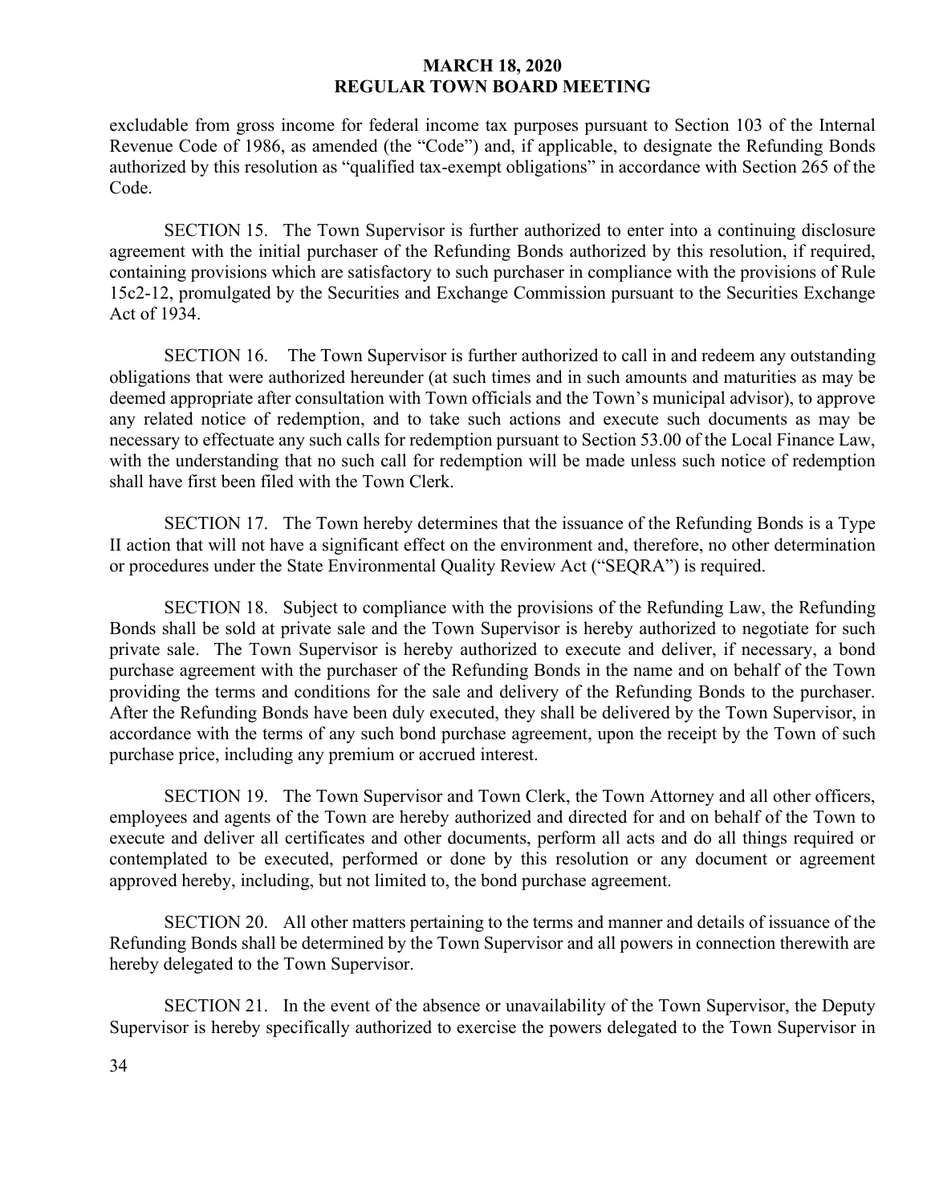excludable from gross income for federal income tax purposes pursuant to Section 103 of the Internal Revenue Code of 1986, as amended (the "Code") and, if applicable, to designate the Refunding Bonds authorized by this resolution as "qualified tax-exempt obligations" in accordance with Section 265 of the Code.

SECTION 15. The Town Supervisor is further authorized to enter into a continuing disclosure agreement with the initial purchaser of the Refunding Bonds authorized by this resolution, if required, containing provisions which are satisfactory to such purchaser in compliance with the provisions of Rule 15c2-12, promulgated by the Securities and Exchange Commission pursuant to the Securities Exchange Act of 1934.

SECTION 16. The Town Supervisor is further authorized to call in and redeem any outstanding obligations that were authorized hereunder (at such times and in such amounts and maturities as may be deemed appropriate after consultation with Town officials and the Town's municipal advisor), to approve any related notice of redemption, and to take such actions and execute such documents as may be necessary to effectuate any such calls for redemption pursuant to Section 53.00 of the Local Finance Law, with the understanding that no such call for redemption will be made unless such notice of redemption shall have first been filed with the Town Clerk.

SECTION 17. The Town hereby determines that the issuance of the Refunding Bonds is a Type II action that will not have a significant effect on the environment and, therefore, no other determination or procedures under the State Environmental Quality Review Act ("SEQRA") is required.

SECTION 18. Subject to compliance with the provisions of the Refunding Law, the Refunding Bonds shall be sold at private sale and the Town Supervisor is hereby authorized to negotiate for such private sale. The Town Supervisor is hereby authorized to execute and deliver, if necessary, a bond purchase agreement with the purchaser of the Refunding Bonds in the name and on behalf of the Town providing the terms and conditions for the sale and delivery of the Refunding Bonds to the purchaser. After the Refunding Bonds have been duly executed, they shall be delivered by the Town Supervisor, in accordance with the terms of any such bond purchase agreement, upon the receipt by the Town of such purchase price, including any premium or accrued interest.

SECTION 19. The Town Supervisor and Town Clerk, the Town Attorney and all other officers, employees and agents of the Town are hereby authorized and directed for and on behalf of the Town to execute and deliver all certificates and other documents, perform all acts and do all things required or contemplated to be executed, performed or done by this resolution or any document or agreement approved hereby, including, but not limited to, the bond purchase agreement.

SECTION 20. All other matters pertaining to the terms and manner and details of issuance of the Refunding Bonds shall be determined by the Town Supervisor and all powers in connection therewith are hereby delegated to the Town Supervisor.

SECTION 21. In the event of the absence or unavailability of the Town Supervisor, the Deputy Supervisor is hereby specifically authorized to exercise the powers delegated to the Town Supervisor in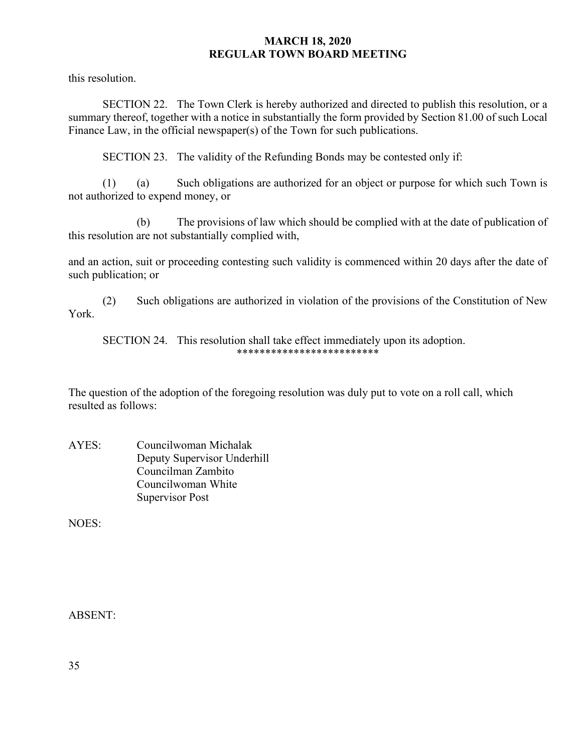this resolution.

SECTION 22. The Town Clerk is hereby authorized and directed to publish this resolution, or a summary thereof, together with a notice in substantially the form provided by Section 81.00 of such Local Finance Law, in the official newspaper(s) of the Town for such publications.

SECTION 23. The validity of the Refunding Bonds may be contested only if:

(1) (a) Such obligations are authorized for an object or purpose for which such Town is not authorized to expend money, or

(b) The provisions of law which should be complied with at the date of publication of this resolution are not substantially complied with,

and an action, suit or proceeding contesting such validity is commenced within 20 days after the date of such publication; or

(2) Such obligations are authorized in violation of the provisions of the Constitution of New York.

SECTION 24. This resolution shall take effect immediately upon its adoption.

*************************

The question of the adoption of the foregoing resolution was duly put to vote on a roll call, which resulted as follows:

AYES: Councilwoman Michalak
Deputy Supervisor Underhill
Councilman Zambito
Councilwoman White
Supervisor Post

NOES:

ABSENT: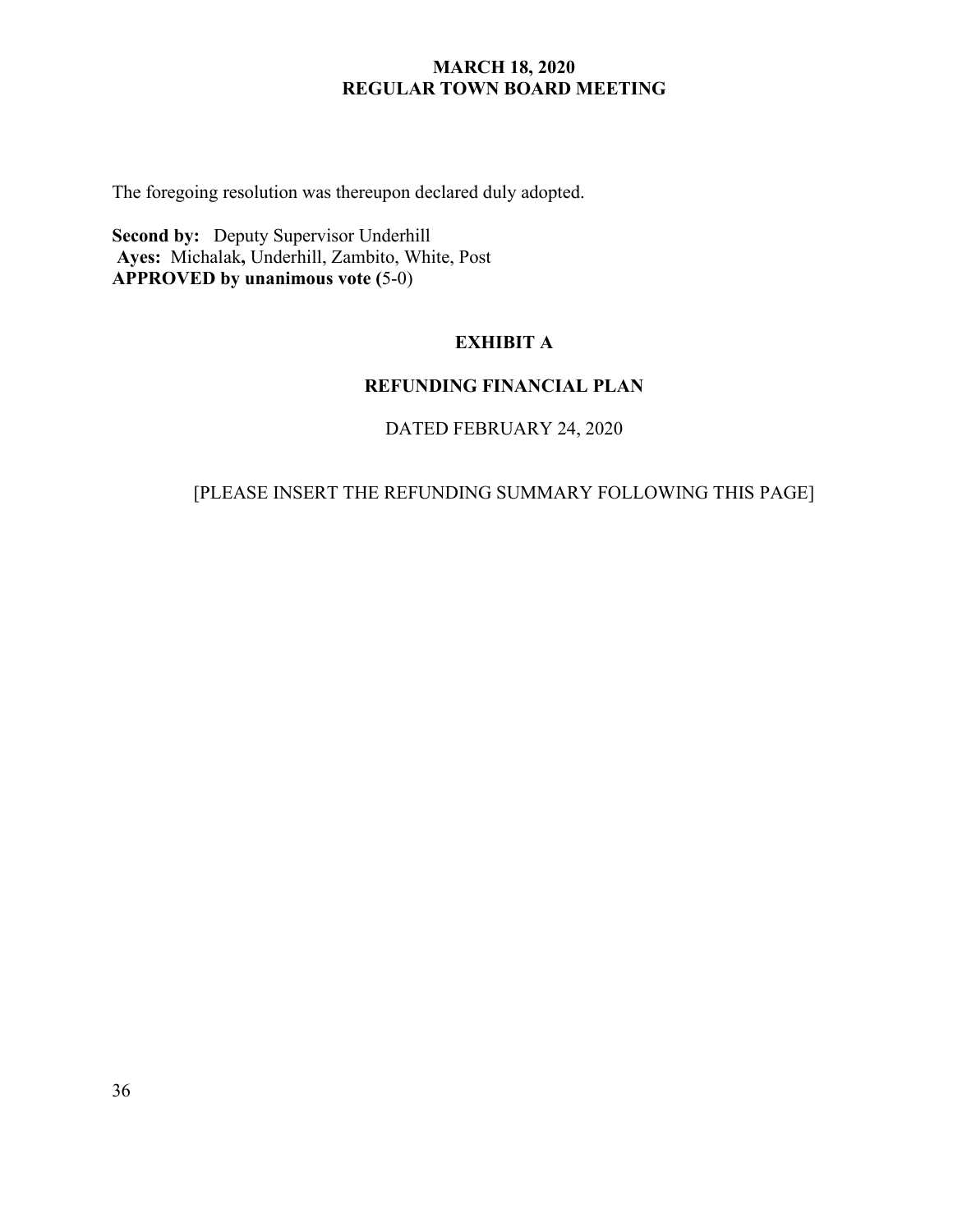The foregoing resolution was thereupon declared duly adopted.

**Second by:** Deputy Supervisor Underhill
**Ayes:** Michalak**,** Underhill, Zambito, White, Post
**APPROVED by unanimous vote (**5-0)

**EXHIBIT A**

**REFUNDING FINANCIAL PLAN**

DATED FEBRUARY 24, 2020

[PLEASE INSERT THE REFUNDING SUMMARY FOLLOWING THIS PAGE]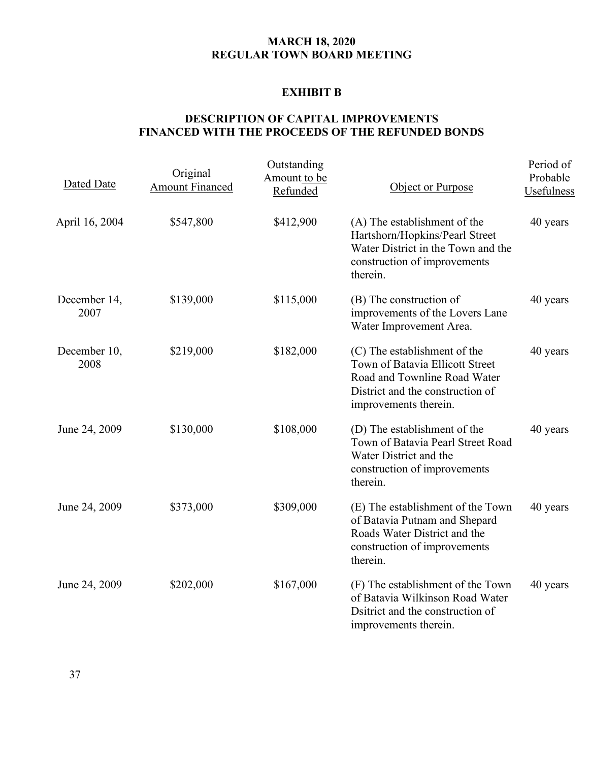**MARCH 18, 2020**
**REGULAR TOWN BOARD MEETING**

## EXHIBIT B

## DESCRIPTION OF CAPITAL IMPROVEMENTS FINANCED WITH THE PROCEEDS OF THE REFUNDED BONDS

| Dated Date | Original Amount Financed | Outstanding Amount to be Refunded | Object or Purpose | Period of Probable Usefulness |
|---|---|---|---|---|
| April 16, 2004 | $547,800 | $412,900 | (A) The establishment of the Hartshorn/Hopkins/Pearl Street Water District in the Town and the construction of improvements therein. | 40 years |
| December 14, 2007 | $139,000 | $115,000 | (B) The construction of improvements of the Lovers Lane Water Improvement Area. | 40 years |
| December 10, 2008 | $219,000 | $182,000 | (C) The establishment of the Town of Batavia Ellicott Street Road and Townline Road Water District and the construction of improvements therein. | 40 years |
| June 24, 2009 | $130,000 | $108,000 | (D) The establishment of the Town of Batavia Pearl Street Road Water District and the construction of improvements therein. | 40 years |
| June 24, 2009 | $373,000 | $309,000 | (E) The establishment of the Town of Batavia Putnam and Shepard Roads Water District and the construction of improvements therein. | 40 years |
| June 24, 2009 | $202,000 | $167,000 | (F) The establishment of the Town of Batavia Wilkinson Road Water Dsitrict and the construction of improvements therein. | 40 years |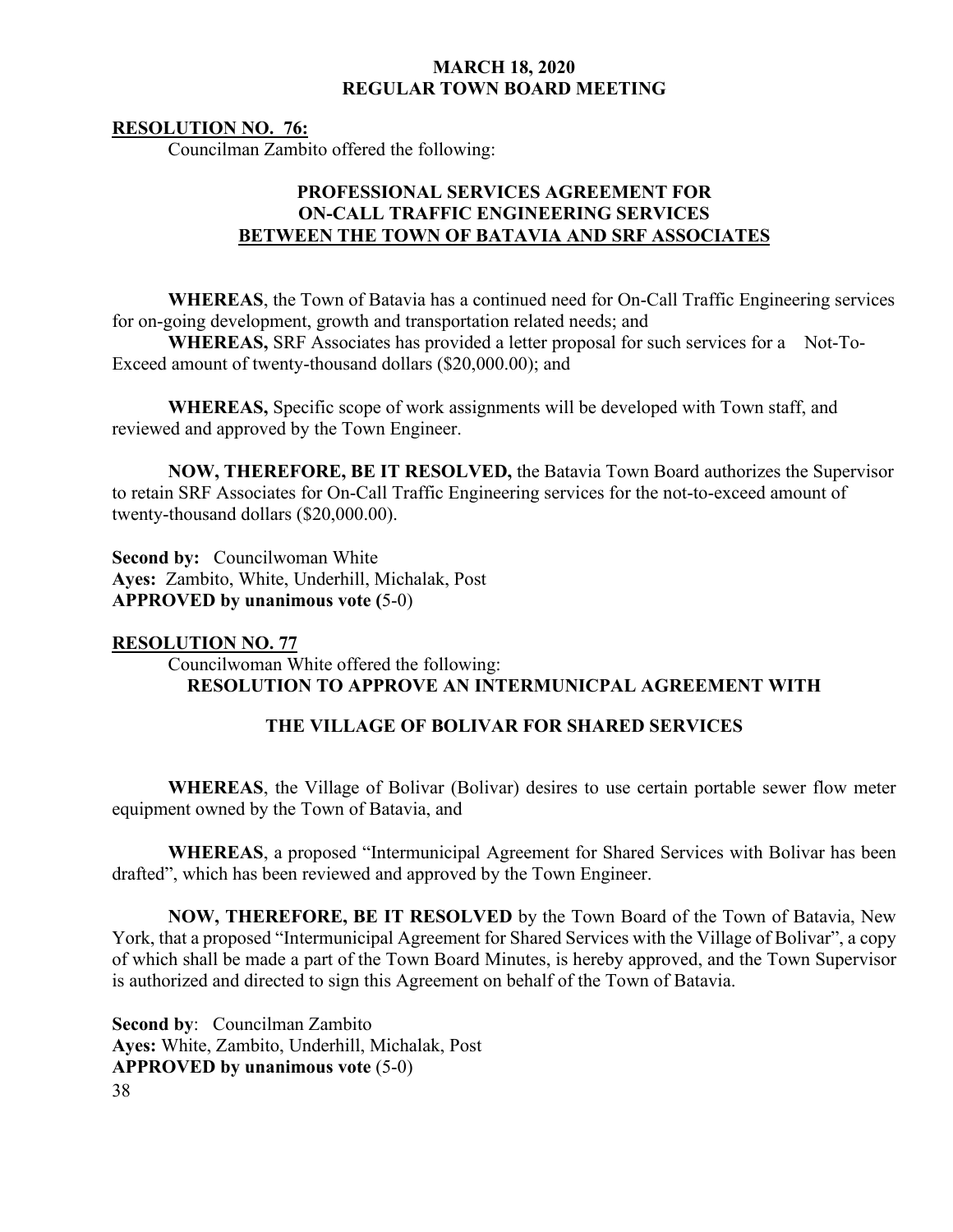**MARCH 18, 2020**
**REGULAR TOWN BOARD MEETING**

**RESOLUTION NO. 76:**

Councilman Zambito offered the following:

**PROFESSIONAL SERVICES AGREEMENT FOR ON-CALL TRAFFIC ENGINEERING SERVICES BETWEEN THE TOWN OF BATAVIA AND SRF ASSOCIATES**

**WHEREAS**, the Town of Batavia has a continued need for On-Call Traffic Engineering services for on-going development, growth and transportation related needs; and

**WHEREAS,** SRF Associates has provided a letter proposal for such services for a Not-To-Exceed amount of twenty-thousand dollars ($20,000.00); and

**WHEREAS,** Specific scope of work assignments will be developed with Town staff, and reviewed and approved by the Town Engineer.

**NOW, THEREFORE, BE IT RESOLVED,** the Batavia Town Board authorizes the Supervisor to retain SRF Associates for On-Call Traffic Engineering services for the not-to-exceed amount of twenty-thousand dollars ($20,000.00).

**Second by:** Councilwoman White
**Ayes:** Zambito, White, Underhill, Michalak, Post
**APPROVED by unanimous vote (**5-0)

**RESOLUTION NO. 77**

Councilwoman White offered the following:

**RESOLUTION TO APPROVE AN INTERMUNICPAL AGREEMENT WITH THE VILLAGE OF BOLIVAR FOR SHARED SERVICES**

**WHEREAS**, the Village of Bolivar (Bolivar) desires to use certain portable sewer flow meter equipment owned by the Town of Batavia, and

**WHEREAS**, a proposed "Intermunicipal Agreement for Shared Services with Bolivar has been drafted", which has been reviewed and approved by the Town Engineer.

**NOW, THEREFORE, BE IT RESOLVED** by the Town Board of the Town of Batavia, New York, that a proposed "Intermunicipal Agreement for Shared Services with the Village of Bolivar", a copy of which shall be made a part of the Town Board Minutes, is hereby approved, and the Town Supervisor is authorized and directed to sign this Agreement on behalf of the Town of Batavia.

**Second by**: Councilman Zambito
**Ayes:** White, Zambito, Underhill, Michalak, Post
**APPROVED by unanimous vote** (5-0)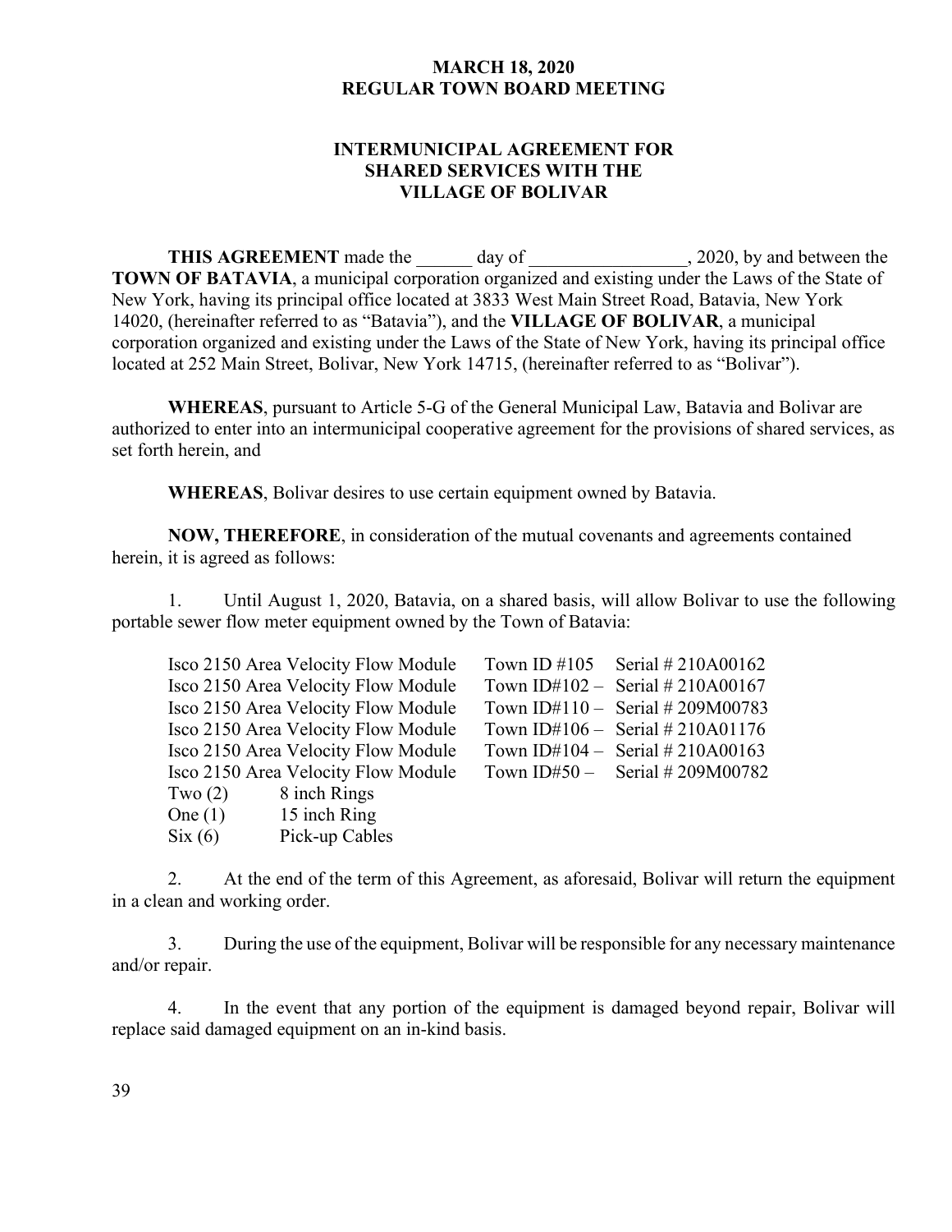**MARCH 18, 2020**
**REGULAR TOWN BOARD MEETING**

# INTERMUNICIPAL AGREEMENT FOR SHARED SERVICES WITH THE VILLAGE OF BOLIVAR

**THIS AGREEMENT** made the ______ day of _________________, 2020, by and between the **TOWN OF BATAVIA**, a municipal corporation organized and existing under the Laws of the State of New York, having its principal office located at 3833 West Main Street Road, Batavia, New York 14020, (hereinafter referred to as "Batavia"), and the **VILLAGE OF BOLIVAR**, a municipal corporation organized and existing under the Laws of the State of New York, having its principal office located at 252 Main Street, Bolivar, New York 14715, (hereinafter referred to as "Bolivar").

**WHEREAS**, pursuant to Article 5-G of the General Municipal Law, Batavia and Bolivar are authorized to enter into an intermunicipal cooperative agreement for the provisions of shared services, as set forth herein, and

**WHEREAS**, Bolivar desires to use certain equipment owned by Batavia.

**NOW, THEREFORE**, in consideration of the mutual covenants and agreements contained herein, it is agreed as follows:

1. Until August 1, 2020, Batavia, on a shared basis, will allow Bolivar to use the following portable sewer flow meter equipment owned by the Town of Batavia:

| | | |
|---|---|---|
| Isco 2150 Area Velocity Flow Module | Town ID #105 | Serial # 210A00162 |
| Isco 2150 Area Velocity Flow Module | Town ID#102 – | Serial # 210A00167 |
| Isco 2150 Area Velocity Flow Module | Town ID#110 – | Serial # 209M00783 |
| Isco 2150 Area Velocity Flow Module | Town ID#106 – | Serial # 210A01176 |
| Isco 2150 Area Velocity Flow Module | Town ID#104 – | Serial # 210A00163 |
| Isco 2150 Area Velocity Flow Module | Town ID#50 – | Serial # 209M00782 |
| Two (2) | 8 inch Rings | |
| One (1) | 15 inch Ring | |
| Six (6) | Pick-up Cables | |

2. At the end of the term of this Agreement, as aforesaid, Bolivar will return the equipment in a clean and working order.

3. During the use of the equipment, Bolivar will be responsible for any necessary maintenance and/or repair.

4. In the event that any portion of the equipment is damaged beyond repair, Bolivar will replace said damaged equipment on an in-kind basis.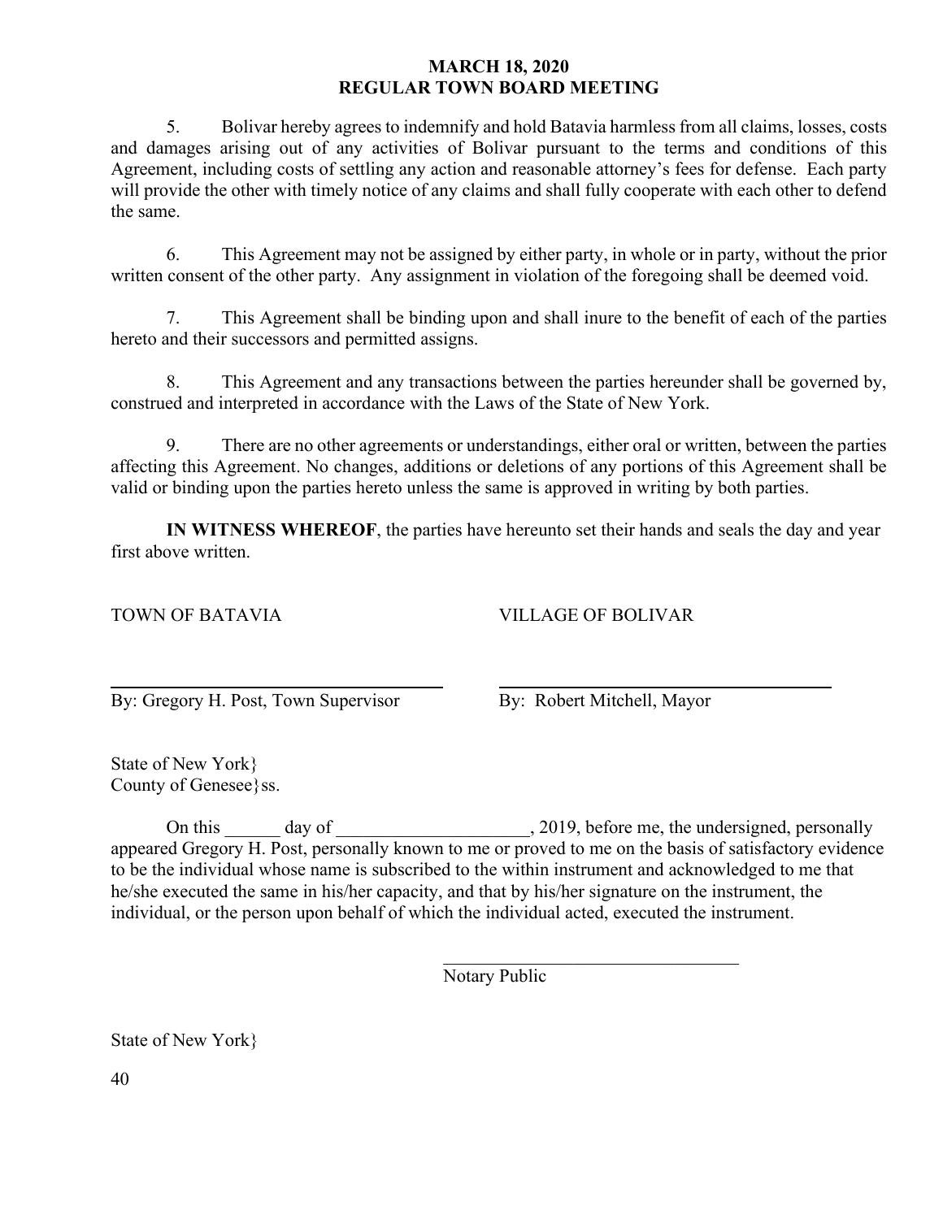5. Bolivar hereby agrees to indemnify and hold Batavia harmless from all claims, losses, costs and damages arising out of any activities of Bolivar pursuant to the terms and conditions of this Agreement, including costs of settling any action and reasonable attorney's fees for defense. Each party will provide the other with timely notice of any claims and shall fully cooperate with each other to defend the same.

6. This Agreement may not be assigned by either party, in whole or in party, without the prior written consent of the other party. Any assignment in violation of the foregoing shall be deemed void.

7. This Agreement shall be binding upon and shall inure to the benefit of each of the parties hereto and their successors and permitted assigns.

8. This Agreement and any transactions between the parties hereunder shall be governed by, construed and interpreted in accordance with the Laws of the State of New York.

9. There are no other agreements or understandings, either oral or written, between the parties affecting this Agreement. No changes, additions or deletions of any portions of this Agreement shall be valid or binding upon the parties hereto unless the same is approved in writing by both parties.

**IN WITNESS WHEREOF**, the parties have hereunto set their hands and seals the day and year first above written.

TOWN OF BATAVIA

\_\_\_\_\_\_\_\_\_\_\_\_\_\_\_\_\_\_\_\_\_\_\_\_\_\_\_\_\_\_\_\_\_\_\_\_

By: Gregory H. Post, Town Supervisor

VILLAGE OF BOLIVAR

\_\_\_\_\_\_\_\_\_\_\_\_\_\_\_\_\_\_\_\_\_\_\_\_\_\_\_\_\_\_\_\_\_\_\_\_

By: Robert Mitchell, Mayor

State of New York}
County of Genesee}ss.

On this \_\_\_\_\_\_ day of \_\_\_\_\_\_\_\_\_\_\_\_\_\_\_\_\_\_\_\_\_, 2019, before me, the undersigned, personally appeared Gregory H. Post, personally known to me or proved to me on the basis of satisfactory evidence to be the individual whose name is subscribed to the within instrument and acknowledged to me that he/she executed the same in his/her capacity, and that by his/her signature on the instrument, the individual, or the person upon behalf of which the individual acted, executed the instrument.

\_\_\_\_\_\_\_\_\_\_\_\_\_\_\_\_\_\_\_\_\_\_\_\_\_\_\_\_\_\_\_\_\_\_

Notary Public

State of New York}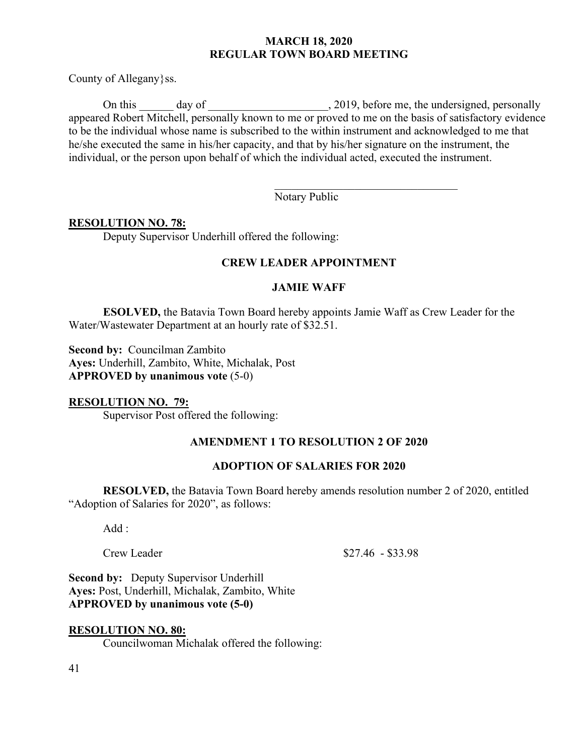County of Allegany}ss.

On this ______ day of ____________________, 2019, before me, the undersigned, personally appeared Robert Mitchell, personally known to me or proved to me on the basis of satisfactory evidence to be the individual whose name is subscribed to the within instrument and acknowledged to me that he/she executed the same in his/her capacity, and that by his/her signature on the instrument, the individual, or the person upon behalf of which the individual acted, executed the instrument.

________________________________
Notary Public

**RESOLUTION NO. 78:**

Deputy Supervisor Underhill offered the following:

**CREW LEADER APPOINTMENT**

**JAMIE WAFF**

**ESOLVED,** the Batavia Town Board hereby appoints Jamie Waff as Crew Leader for the Water/Wastewater Department at an hourly rate of $32.51.

**Second by:** Councilman Zambito
**Ayes:** Underhill, Zambito, White, Michalak, Post
**APPROVED by unanimous vote** (5-0)

**RESOLUTION NO. 79:**

Supervisor Post offered the following:

**AMENDMENT 1 TO RESOLUTION 2 OF 2020**

**ADOPTION OF SALARIES FOR 2020**

**RESOLVED,** the Batavia Town Board hereby amends resolution number 2 of 2020, entitled "Adoption of Salaries for 2020", as follows:

Add :

Crew Leader $27.46 - $33.98

**Second by:** Deputy Supervisor Underhill
**Ayes:** Post, Underhill, Michalak, Zambito, White
**APPROVED by unanimous vote (5-0)**

**RESOLUTION NO. 80:**

Councilwoman Michalak offered the following: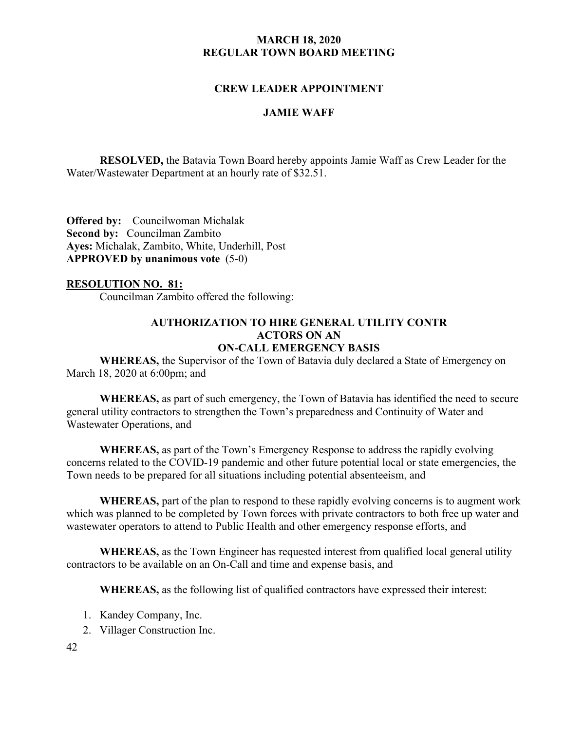**MARCH 18, 2020**
**REGULAR TOWN BOARD MEETING**

**CREW LEADER APPOINTMENT**

**JAMIE WAFF**

**RESOLVED,** the Batavia Town Board hereby appoints Jamie Waff as Crew Leader for the Water/Wastewater Department at an hourly rate of $32.51.

**Offered by:** Councilwoman Michalak
**Second by:** Councilman Zambito
**Ayes:** Michalak, Zambito, White, Underhill, Post
**APPROVED by unanimous vote** (5-0)

**RESOLUTION NO. 81:**

Councilman Zambito offered the following:

**AUTHORIZATION TO HIRE GENERAL UTILITY CONTR ACTORS ON AN ON-CALL EMERGENCY BASIS**

**WHEREAS,** the Supervisor of the Town of Batavia duly declared a State of Emergency on March 18, 2020 at 6:00pm; and

**WHEREAS,** as part of such emergency, the Town of Batavia has identified the need to secure general utility contractors to strengthen the Town's preparedness and Continuity of Water and Wastewater Operations, and

**WHEREAS,** as part of the Town's Emergency Response to address the rapidly evolving concerns related to the COVID-19 pandemic and other future potential local or state emergencies, the Town needs to be prepared for all situations including potential absenteeism, and

**WHEREAS,** part of the plan to respond to these rapidly evolving concerns is to augment work which was planned to be completed by Town forces with private contractors to both free up water and wastewater operators to attend to Public Health and other emergency response efforts, and

**WHEREAS,** as the Town Engineer has requested interest from qualified local general utility contractors to be available on an On-Call and time and expense basis, and

**WHEREAS,** as the following list of qualified contractors have expressed their interest:

1. Kandey Company, Inc.
2. Villager Construction Inc.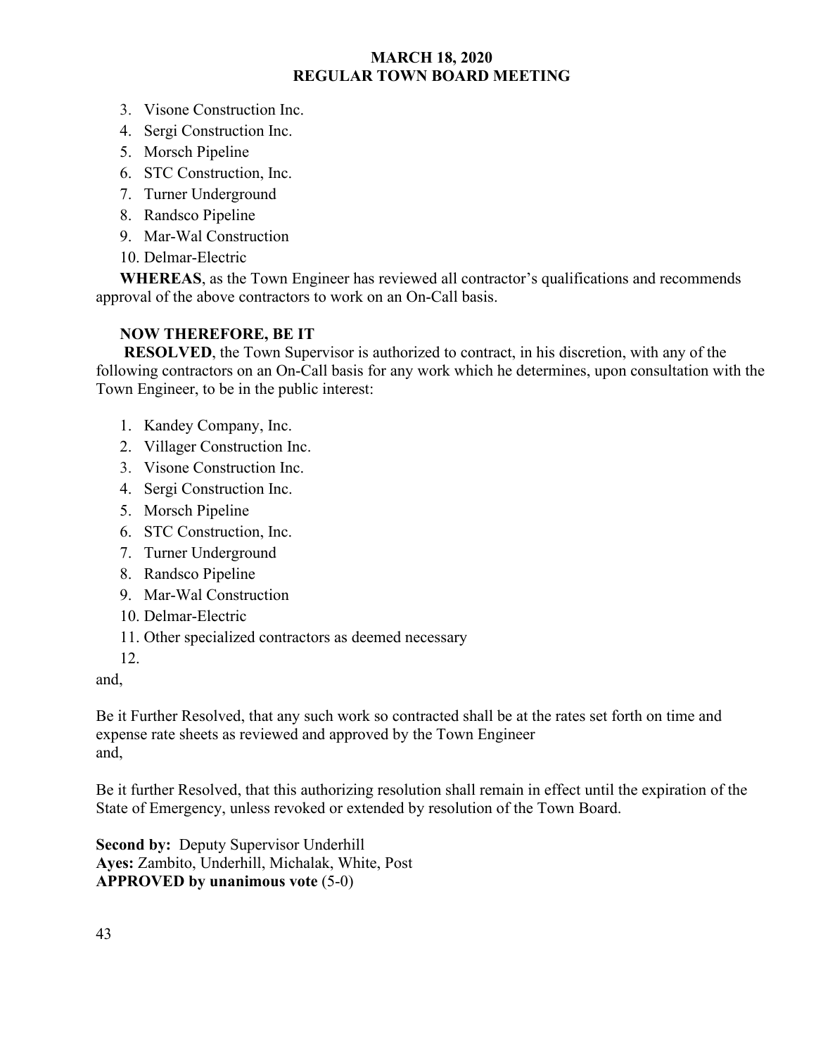3. Visone Construction Inc.
4. Sergi Construction Inc.
5. Morsch Pipeline
6. STC Construction, Inc.
7. Turner Underground
8. Randsco Pipeline
9. Mar-Wal Construction
10. Delmar-Electric

**WHEREAS**, as the Town Engineer has reviewed all contractor's qualifications and recommends approval of the above contractors to work on an On-Call basis.

**NOW THEREFORE, BE IT**

**RESOLVED**, the Town Supervisor is authorized to contract, in his discretion, with any of the following contractors on an On-Call basis for any work which he determines, upon consultation with the Town Engineer, to be in the public interest:

1. Kandey Company, Inc.
2. Villager Construction Inc.
3. Visone Construction Inc.
4. Sergi Construction Inc.
5. Morsch Pipeline
6. STC Construction, Inc.
7. Turner Underground
8. Randsco Pipeline
9. Mar-Wal Construction
10. Delmar-Electric
11. Other specialized contractors as deemed necessary
12.

and,

Be it Further Resolved, that any such work so contracted shall be at the rates set forth on time and expense rate sheets as reviewed and approved by the Town Engineer
and,

Be it further Resolved, that this authorizing resolution shall remain in effect until the expiration of the State of Emergency, unless revoked or extended by resolution of the Town Board.

**Second by:** Deputy Supervisor Underhill
**Ayes:** Zambito, Underhill, Michalak, White, Post
**APPROVED by unanimous vote** (5-0)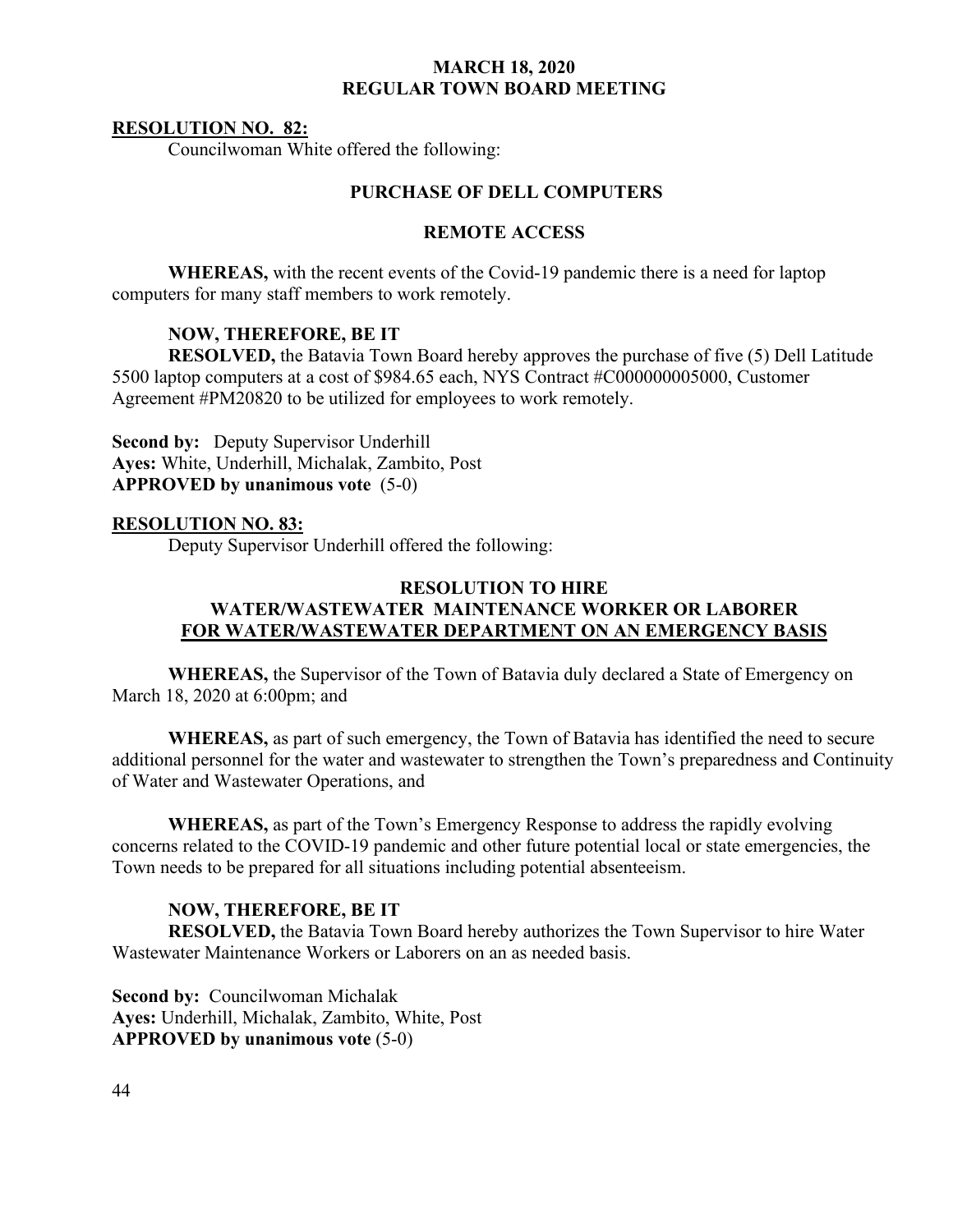**MARCH 18, 2020**
**REGULAR TOWN BOARD MEETING**

**RESOLUTION NO. 82:**

Councilwoman White offered the following:

**PURCHASE OF DELL COMPUTERS**

**REMOTE ACCESS**

**WHEREAS,** with the recent events of the Covid-19 pandemic there is a need for laptop computers for many staff members to work remotely.

**NOW, THEREFORE, BE IT**

**RESOLVED,** the Batavia Town Board hereby approves the purchase of five (5) Dell Latitude 5500 laptop computers at a cost of $984.65 each, NYS Contract #C000000005000, Customer Agreement #PM20820 to be utilized for employees to work remotely.

**Second by:** Deputy Supervisor Underhill
**Ayes:** White, Underhill, Michalak, Zambito, Post
**APPROVED by unanimous vote** (5-0)

**RESOLUTION NO. 83:**

Deputy Supervisor Underhill offered the following:

**RESOLUTION TO HIRE**
**WATER/WASTEWATER MAINTENANCE WORKER OR LABORER**
**FOR WATER/WASTEWATER DEPARTMENT ON AN EMERGENCY BASIS**

**WHEREAS,** the Supervisor of the Town of Batavia duly declared a State of Emergency on March 18, 2020 at 6:00pm; and

**WHEREAS,** as part of such emergency, the Town of Batavia has identified the need to secure additional personnel for the water and wastewater to strengthen the Town's preparedness and Continuity of Water and Wastewater Operations, and

**WHEREAS,** as part of the Town's Emergency Response to address the rapidly evolving concerns related to the COVID-19 pandemic and other future potential local or state emergencies, the Town needs to be prepared for all situations including potential absenteeism.

**NOW, THEREFORE, BE IT**

**RESOLVED,** the Batavia Town Board hereby authorizes the Town Supervisor to hire Water Wastewater Maintenance Workers or Laborers on an as needed basis.

**Second by:** Councilwoman Michalak
**Ayes:** Underhill, Michalak, Zambito, White, Post
**APPROVED by unanimous vote** (5-0)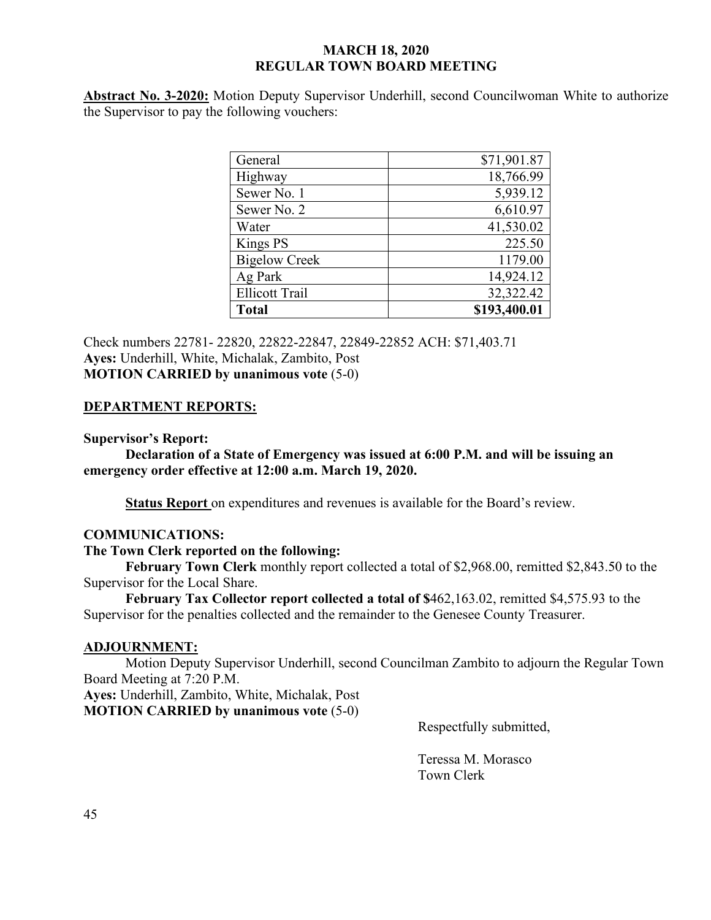**MARCH 18, 2020**
**REGULAR TOWN BOARD MEETING**

**Abstract No. 3-2020:** Motion Deputy Supervisor Underhill, second Councilwoman White to authorize the Supervisor to pay the following vouchers:

| | |
|---|---:|
| General | $71,901.87 |
| Highway | 18,766.99 |
| Sewer No. 1 | 5,939.12 |
| Sewer No. 2 | 6,610.97 |
| Water | 41,530.02 |
| Kings PS | 225.50 |
| Bigelow Creek | 1179.00 |
| Ag Park | 14,924.12 |
| Ellicott Trail | 32,322.42 |
| **Total** | **$193,400.01** |

Check numbers 22781- 22820, 22822-22847, 22849-22852 ACH: $71,403.71
**Ayes:** Underhill, White, Michalak, Zambito, Post
**MOTION CARRIED by unanimous vote** (5-0)

**DEPARTMENT REPORTS:**

**Supervisor's Report:**

**Declaration of a State of Emergency was issued at 6:00 P.M. and will be issuing an emergency order effective at 12:00 a.m. March 19, 2020.**

**Status Report** on expenditures and revenues is available for the Board's review.

**COMMUNICATIONS:**

**The Town Clerk reported on the following:**

**February Town Clerk** monthly report collected a total of $2,968.00, remitted $2,843.50 to the Supervisor for the Local Share.

**February Tax Collector report collected a total of $**462,163.02, remitted $4,575.93 to the Supervisor for the penalties collected and the remainder to the Genesee County Treasurer.

**ADJOURNMENT:**

Motion Deputy Supervisor Underhill, second Councilman Zambito to adjourn the Regular Town Board Meeting at 7:20 P.M.
**Ayes:** Underhill, Zambito, White, Michalak, Post
**MOTION CARRIED by unanimous vote** (5-0)

Respectfully submitted,

Teressa M. Morasco
Town Clerk